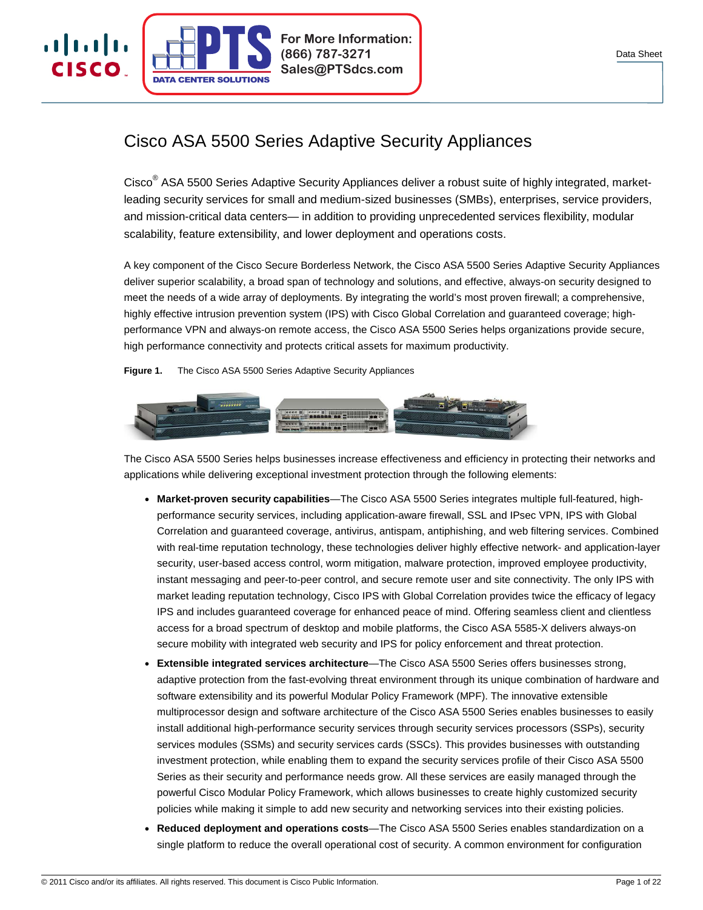# Cisco ASA 5500 Series Adaptive Security Appliances

Cisco® ASA 5500 Series Adaptive Security Appliances deliver a robust suite of highly integrated, market-leading security services for small and medium-sized businesses (SMBs), enterprises, service providers, and mission-critical data centers— in addition to providing unprecedented services flexibility, modular scalability, feature extensibility, and lower deployment and operations costs.

A key component of the Cisco Secure Borderless Network, the Cisco ASA 5500 Series Adaptive Security Appliances deliver superior scalability, a broad span of technology and solutions, and effective, always-on security designed to meet the needs of a wide array of deployments. By integrating the world's most proven firewall; a comprehensive, highly effective intrusion prevention system (IPS) with Cisco Global Correlation and guaranteed coverage; high-performance VPN and always-on remote access, the Cisco ASA 5500 Series helps organizations provide secure, high performance connectivity and protects critical assets for maximum productivity.

**Figure 1.** The Cisco ASA 5500 Series Adaptive Security Appliances

The Cisco ASA 5500 Series helps businesses increase effectiveness and efficiency in protecting their networks and applications while delivering exceptional investment protection through the following elements:

- **Market-proven security capabilities**—The Cisco ASA 5500 Series integrates multiple full-featured, high-performance security services, including application-aware firewall, SSL and IPsec VPN, IPS with Global Correlation and guaranteed coverage, antivirus, antispam, antiphishing, and web filtering services. Combined with real-time reputation technology, these technologies deliver highly effective network- and application-layer security, user-based access control, worm mitigation, malware protection, improved employee productivity, instant messaging and peer-to-peer control, and secure remote user and site connectivity. The only IPS with market leading reputation technology, Cisco IPS with Global Correlation provides twice the efficacy of legacy IPS and includes guaranteed coverage for enhanced peace of mind. Offering seamless client and clientless access for a broad spectrum of desktop and mobile platforms, the Cisco ASA 5585-X delivers always-on secure mobility with integrated web security and IPS for policy enforcement and threat protection.
- **Extensible integrated services architecture**—The Cisco ASA 5500 Series offers businesses strong, adaptive protection from the fast-evolving threat environment through its unique combination of hardware and software extensibility and its powerful Modular Policy Framework (MPF). The innovative extensible multiprocessor design and software architecture of the Cisco ASA 5500 Series enables businesses to easily install additional high-performance security services through security services processors (SSPs), security services modules (SSMs) and security services cards (SSCs). This provides businesses with outstanding investment protection, while enabling them to expand the security services profile of their Cisco ASA 5500 Series as their security and performance needs grow. All these services are easily managed through the powerful Cisco Modular Policy Framework, which allows businesses to create highly customized security policies while making it simple to add new security and networking services into their existing policies.
- **Reduced deployment and operations costs**—The Cisco ASA 5500 Series enables standardization on a single platform to reduce the overall operational cost of security. A common environment for configuration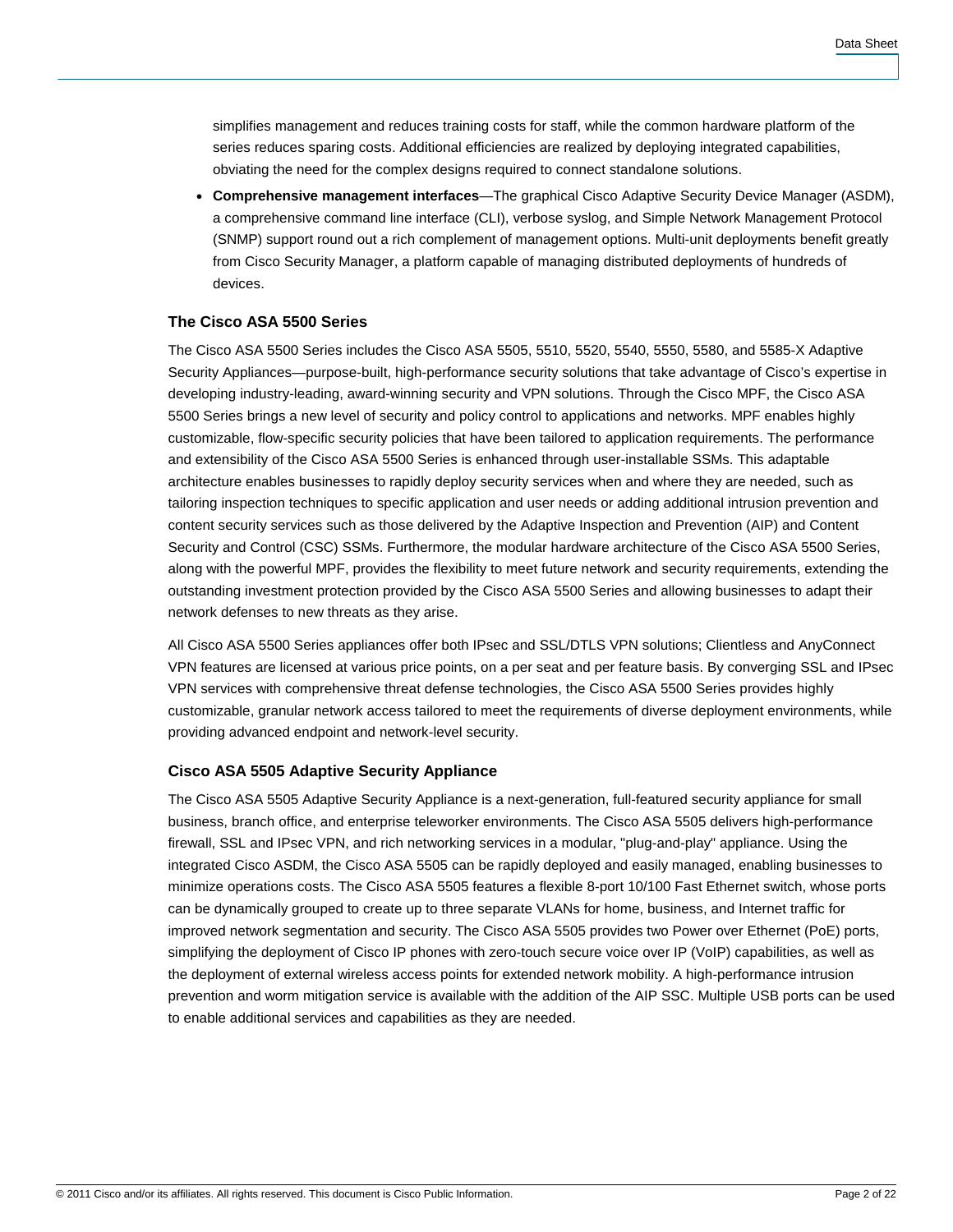simplifies management and reduces training costs for staff, while the common hardware platform of the series reduces sparing costs. Additional efficiencies are realized by deploying integrated capabilities, obviating the need for the complex designs required to connect standalone solutions.

- **Comprehensive management interfaces**—The graphical Cisco Adaptive Security Device Manager (ASDM), a comprehensive command line interface (CLI), verbose syslog, and Simple Network Management Protocol (SNMP) support round out a rich complement of management options. Multi-unit deployments benefit greatly from Cisco Security Manager, a platform capable of managing distributed deployments of hundreds of devices.

### The Cisco ASA 5500 Series

The Cisco ASA 5500 Series includes the Cisco ASA 5505, 5510, 5520, 5540, 5550, 5580, and 5585-X Adaptive Security Appliances—purpose-built, high-performance security solutions that take advantage of Cisco's expertise in developing industry-leading, award-winning security and VPN solutions. Through the Cisco MPF, the Cisco ASA 5500 Series brings a new level of security and policy control to applications and networks. MPF enables highly customizable, flow-specific security policies that have been tailored to application requirements. The performance and extensibility of the Cisco ASA 5500 Series is enhanced through user-installable SSMs. This adaptable architecture enables businesses to rapidly deploy security services when and where they are needed, such as tailoring inspection techniques to specific application and user needs or adding additional intrusion prevention and content security services such as those delivered by the Adaptive Inspection and Prevention (AIP) and Content Security and Control (CSC) SSMs. Furthermore, the modular hardware architecture of the Cisco ASA 5500 Series, along with the powerful MPF, provides the flexibility to meet future network and security requirements, extending the outstanding investment protection provided by the Cisco ASA 5500 Series and allowing businesses to adapt their network defenses to new threats as they arise.

All Cisco ASA 5500 Series appliances offer both IPsec and SSL/DTLS VPN solutions; Clientless and AnyConnect VPN features are licensed at various price points, on a per seat and per feature basis. By converging SSL and IPsec VPN services with comprehensive threat defense technologies, the Cisco ASA 5500 Series provides highly customizable, granular network access tailored to meet the requirements of diverse deployment environments, while providing advanced endpoint and network-level security.

### Cisco ASA 5505 Adaptive Security Appliance

The Cisco ASA 5505 Adaptive Security Appliance is a next-generation, full-featured security appliance for small business, branch office, and enterprise teleworker environments. The Cisco ASA 5505 delivers high-performance firewall, SSL and IPsec VPN, and rich networking services in a modular, "plug-and-play" appliance. Using the integrated Cisco ASDM, the Cisco ASA 5505 can be rapidly deployed and easily managed, enabling businesses to minimize operations costs. The Cisco ASA 5505 features a flexible 8-port 10/100 Fast Ethernet switch, whose ports can be dynamically grouped to create up to three separate VLANs for home, business, and Internet traffic for improved network segmentation and security. The Cisco ASA 5505 provides two Power over Ethernet (PoE) ports, simplifying the deployment of Cisco IP phones with zero-touch secure voice over IP (VoIP) capabilities, as well as the deployment of external wireless access points for extended network mobility. A high-performance intrusion prevention and worm mitigation service is available with the addition of the AIP SSC. Multiple USB ports can be used to enable additional services and capabilities as they are needed.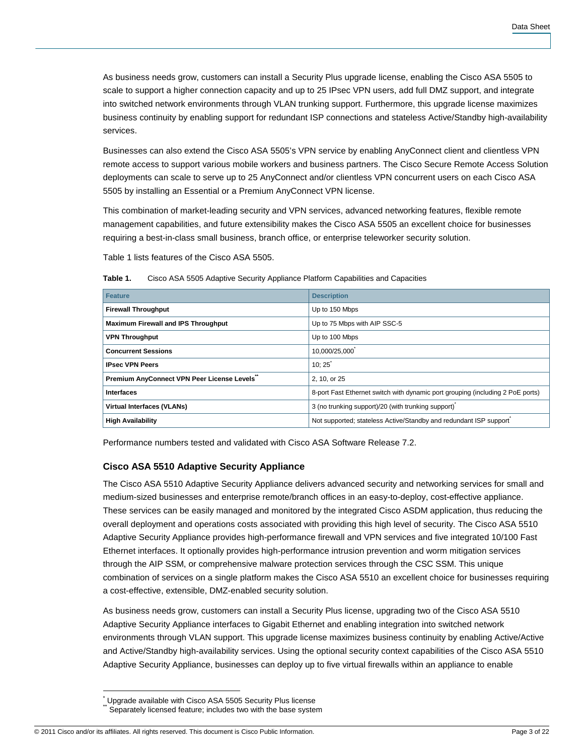As business needs grow, customers can install a Security Plus upgrade license, enabling the Cisco ASA 5505 to scale to support a higher connection capacity and up to 25 IPsec VPN users, add full DMZ support, and integrate into switched network environments through VLAN trunking support. Furthermore, this upgrade license maximizes business continuity by enabling support for redundant ISP connections and stateless Active/Standby high-availability services.

Businesses can also extend the Cisco ASA 5505's VPN service by enabling AnyConnect client and clientless VPN remote access to support various mobile workers and business partners. The Cisco Secure Remote Access Solution deployments can scale to serve up to 25 AnyConnect and/or clientless VPN concurrent users on each Cisco ASA 5505 by installing an Essential or a Premium AnyConnect VPN license.

This combination of market-leading security and VPN services, advanced networking features, flexible remote management capabilities, and future extensibility makes the Cisco ASA 5505 an excellent choice for businesses requiring a best-in-class small business, branch office, or enterprise teleworker security solution.

Table 1 lists features of the Cisco ASA 5505.

**Table 1.** Cisco ASA 5505 Adaptive Security Appliance Platform Capabilities and Capacities

| Feature | Description |
|---|---|
| **Firewall Throughput** | Up to 150 Mbps |
| **Maximum Firewall and IPS Throughput** | Up to 75 Mbps with AIP SSC-5 |
| **VPN Throughput** | Up to 100 Mbps |
| **Concurrent Sessions** | 10,000/25,000* |
| **IPsec VPN Peers** | 10; 25* |
| **Premium AnyConnect VPN Peer License Levels**** | 2, 10, or 25 |
| **Interfaces** | 8-port Fast Ethernet switch with dynamic port grouping (including 2 PoE ports) |
| **Virtual Interfaces (VLANs)** | 3 (no trunking support)/20 (with trunking support)* |
| **High Availability** | Not supported; stateless Active/Standby and redundant ISP support* |

Performance numbers tested and validated with Cisco ASA Software Release 7.2.

### Cisco ASA 5510 Adaptive Security Appliance

The Cisco ASA 5510 Adaptive Security Appliance delivers advanced security and networking services for small and medium-sized businesses and enterprise remote/branch offices in an easy-to-deploy, cost-effective appliance. These services can be easily managed and monitored by the integrated Cisco ASDM application, thus reducing the overall deployment and operations costs associated with providing this high level of security. The Cisco ASA 5510 Adaptive Security Appliance provides high-performance firewall and VPN services and five integrated 10/100 Fast Ethernet interfaces. It optionally provides high-performance intrusion prevention and worm mitigation services through the AIP SSM, or comprehensive malware protection services through the CSC SSM. This unique combination of services on a single platform makes the Cisco ASA 5510 an excellent choice for businesses requiring a cost-effective, extensible, DMZ-enabled security solution.

As business needs grow, customers can install a Security Plus license, upgrading two of the Cisco ASA 5510 Adaptive Security Appliance interfaces to Gigabit Ethernet and enabling integration into switched network environments through VLAN support. This upgrade license maximizes business continuity by enabling Active/Active and Active/Standby high-availability services. Using the optional security context capabilities of the Cisco ASA 5510 Adaptive Security Appliance, businesses can deploy up to five virtual firewalls within an appliance to enable

\* Upgrade available with Cisco ASA 5505 Security Plus license
\*\* Separately licensed feature; includes two with the base system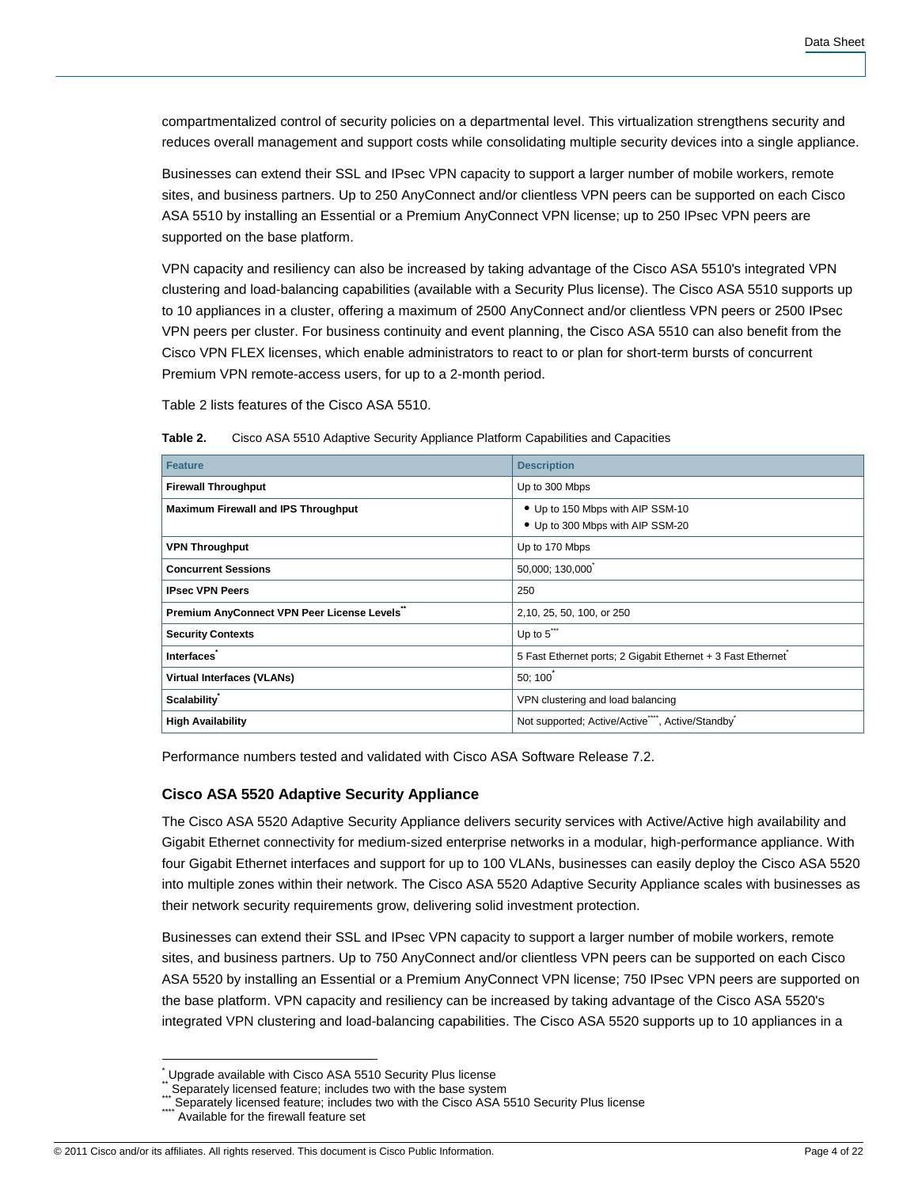compartmentalized control of security policies on a departmental level. This virtualization strengthens security and reduces overall management and support costs while consolidating multiple security devices into a single appliance.

Businesses can extend their SSL and IPsec VPN capacity to support a larger number of mobile workers, remote sites, and business partners. Up to 250 AnyConnect and/or clientless VPN peers can be supported on each Cisco ASA 5510 by installing an Essential or a Premium AnyConnect VPN license; up to 250 IPsec VPN peers are supported on the base platform.

VPN capacity and resiliency can also be increased by taking advantage of the Cisco ASA 5510's integrated VPN clustering and load-balancing capabilities (available with a Security Plus license). The Cisco ASA 5510 supports up to 10 appliances in a cluster, offering a maximum of 2500 AnyConnect and/or clientless VPN peers or 2500 IPsec VPN peers per cluster. For business continuity and event planning, the Cisco ASA 5510 can also benefit from the Cisco VPN FLEX licenses, which enable administrators to react to or plan for short-term bursts of concurrent Premium VPN remote-access users, for up to a 2-month period.

Table 2 lists features of the Cisco ASA 5510.

**Table 2.** Cisco ASA 5510 Adaptive Security Appliance Platform Capabilities and Capacities

| Feature | Description |
| --- | --- |
| **Firewall Throughput** | Up to 300 Mbps |
| **Maximum Firewall and IPS Throughput** | • Up to 150 Mbps with AIP SSM-10<br>• Up to 300 Mbps with AIP SSM-20 |
| **VPN Throughput** | Up to 170 Mbps |
| **Concurrent Sessions** | 50,000; 130,000* |
| **IPsec VPN Peers** | 250 |
| **Premium AnyConnect VPN Peer License Levels**** | 2,10, 25, 50, 100, or 250 |
| **Security Contexts** | Up to 5*** |
| **Interfaces*** | 5 Fast Ethernet ports; 2 Gigabit Ethernet + 3 Fast Ethernet* |
| **Virtual Interfaces (VLANs)** | 50; 100* |
| **Scalability*** | VPN clustering and load balancing |
| **High Availability** | Not supported; Active/Active****, Active/Standby* |

Performance numbers tested and validated with Cisco ASA Software Release 7.2.

### Cisco ASA 5520 Adaptive Security Appliance

The Cisco ASA 5520 Adaptive Security Appliance delivers security services with Active/Active high availability and Gigabit Ethernet connectivity for medium-sized enterprise networks in a modular, high-performance appliance. With four Gigabit Ethernet interfaces and support for up to 100 VLANs, businesses can easily deploy the Cisco ASA 5520 into multiple zones within their network. The Cisco ASA 5520 Adaptive Security Appliance scales with businesses as their network security requirements grow, delivering solid investment protection.

Businesses can extend their SSL and IPsec VPN capacity to support a larger number of mobile workers, remote sites, and business partners. Up to 750 AnyConnect and/or clientless VPN peers can be supported on each Cisco ASA 5520 by installing an Essential or a Premium AnyConnect VPN license; 750 IPsec VPN peers are supported on the base platform. VPN capacity and resiliency can be increased by taking advantage of the Cisco ASA 5520's integrated VPN clustering and load-balancing capabilities. The Cisco ASA 5520 supports up to 10 appliances in a

---

\* Upgrade available with Cisco ASA 5510 Security Plus license
\** Separately licensed feature; includes two with the base system
\*** Separately licensed feature; includes two with the Cisco ASA 5510 Security Plus license
\**** Available for the firewall feature set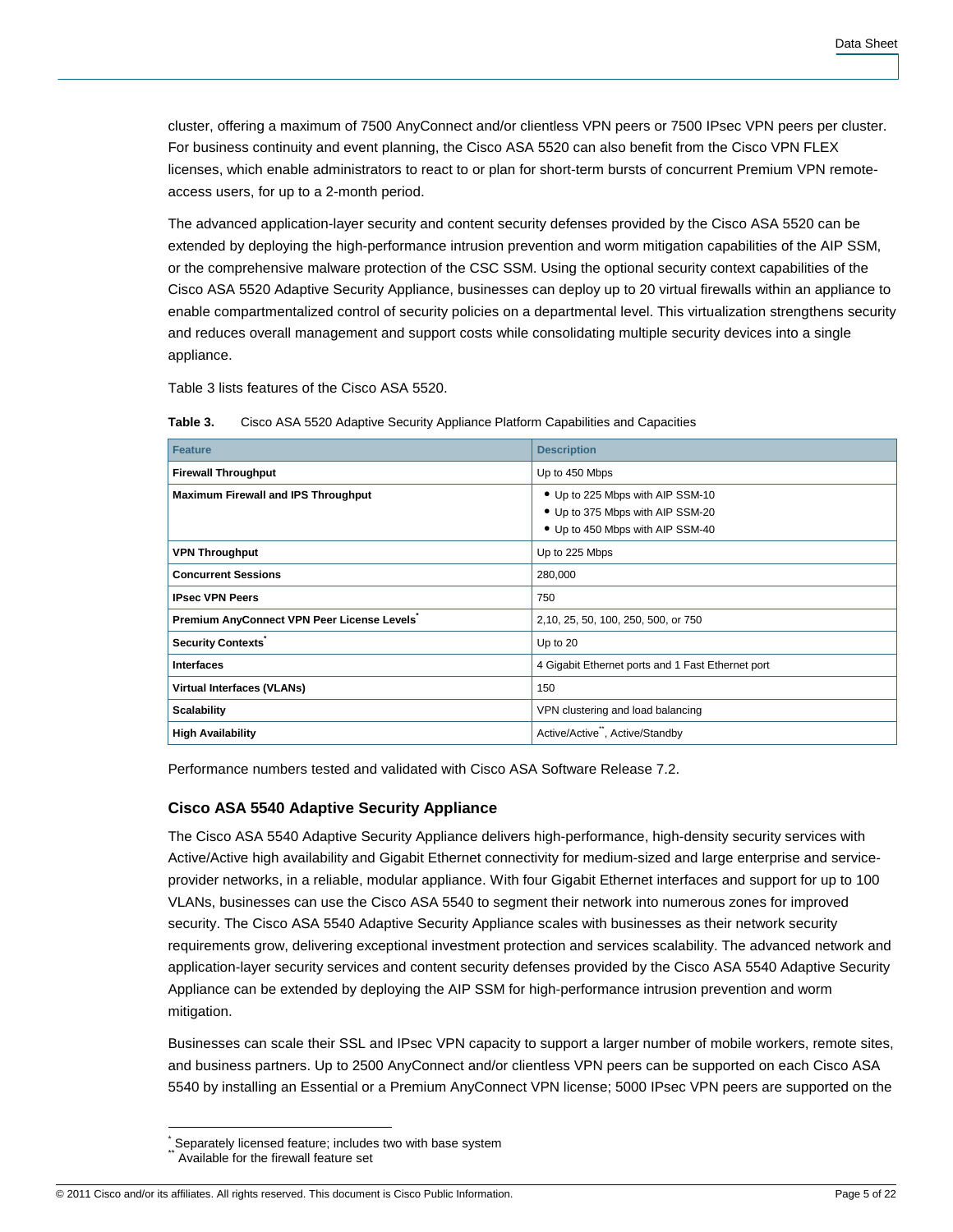cluster, offering a maximum of 7500 AnyConnect and/or clientless VPN peers or 7500 IPsec VPN peers per cluster. For business continuity and event planning, the Cisco ASA 5520 can also benefit from the Cisco VPN FLEX licenses, which enable administrators to react to or plan for short-term bursts of concurrent Premium VPN remote-access users, for up to a 2-month period.

The advanced application-layer security and content security defenses provided by the Cisco ASA 5520 can be extended by deploying the high-performance intrusion prevention and worm mitigation capabilities of the AIP SSM, or the comprehensive malware protection of the CSC SSM. Using the optional security context capabilities of the Cisco ASA 5520 Adaptive Security Appliance, businesses can deploy up to 20 virtual firewalls within an appliance to enable compartmentalized control of security policies on a departmental level. This virtualization strengthens security and reduces overall management and support costs while consolidating multiple security devices into a single appliance.

Table 3 lists features of the Cisco ASA 5520.

**Table 3.** Cisco ASA 5520 Adaptive Security Appliance Platform Capabilities and Capacities

| Feature | Description |
|---|---|
| **Firewall Throughput** | Up to 450 Mbps |
| **Maximum Firewall and IPS Throughput** | • Up to 225 Mbps with AIP SSM-10<br>• Up to 375 Mbps with AIP SSM-20<br>• Up to 450 Mbps with AIP SSM-40 |
| **VPN Throughput** | Up to 225 Mbps |
| **Concurrent Sessions** | 280,000 |
| **IPsec VPN Peers** | 750 |
| **Premium AnyConnect VPN Peer License Levels*** | 2,10, 25, 50, 100, 250, 500, or 750 |
| **Security Contexts*** | Up to 20 |
| **Interfaces** | 4 Gigabit Ethernet ports and 1 Fast Ethernet port |
| **Virtual Interfaces (VLANs)** | 150 |
| **Scalability** | VPN clustering and load balancing |
| **High Availability** | Active/Active**, Active/Standby |

Performance numbers tested and validated with Cisco ASA Software Release 7.2.

### Cisco ASA 5540 Adaptive Security Appliance

The Cisco ASA 5540 Adaptive Security Appliance delivers high-performance, high-density security services with Active/Active high availability and Gigabit Ethernet connectivity for medium-sized and large enterprise and service-provider networks, in a reliable, modular appliance. With four Gigabit Ethernet interfaces and support for up to 100 VLANs, businesses can use the Cisco ASA 5540 to segment their network into numerous zones for improved security. The Cisco ASA 5540 Adaptive Security Appliance scales with businesses as their network security requirements grow, delivering exceptional investment protection and services scalability. The advanced network and application-layer security services and content security defenses provided by the Cisco ASA 5540 Adaptive Security Appliance can be extended by deploying the AIP SSM for high-performance intrusion prevention and worm mitigation.

Businesses can scale their SSL and IPsec VPN capacity to support a larger number of mobile workers, remote sites, and business partners. Up to 2500 AnyConnect and/or clientless VPN peers can be supported on each Cisco ASA 5540 by installing an Essential or a Premium AnyConnect VPN license; 5000 IPsec VPN peers are supported on the

* Separately licensed feature; includes two with base system
** Available for the firewall feature set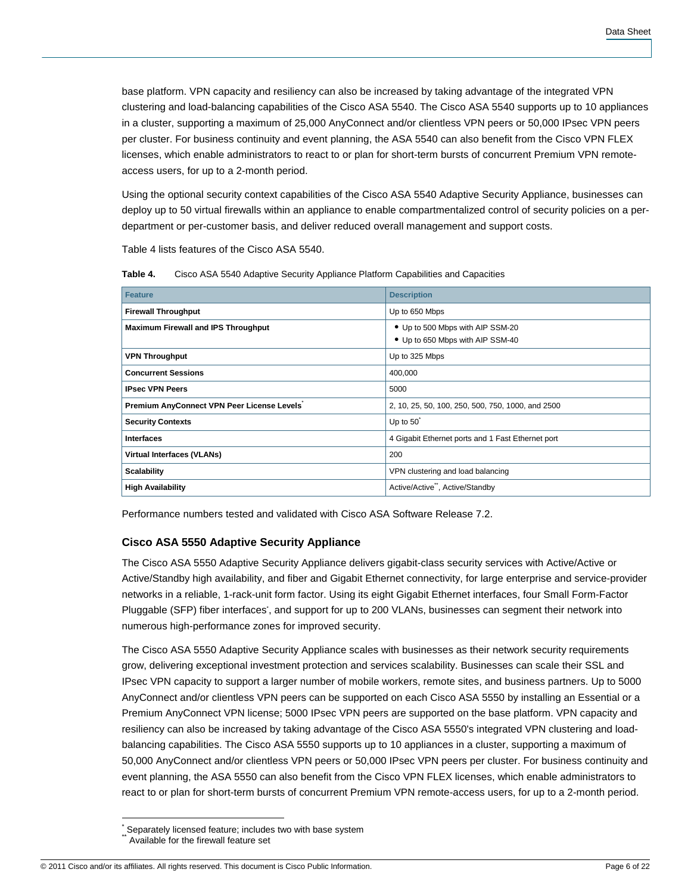base platform. VPN capacity and resiliency can also be increased by taking advantage of the integrated VPN clustering and load-balancing capabilities of the Cisco ASA 5540. The Cisco ASA 5540 supports up to 10 appliances in a cluster, supporting a maximum of 25,000 AnyConnect and/or clientless VPN peers or 50,000 IPsec VPN peers per cluster. For business continuity and event planning, the ASA 5540 can also benefit from the Cisco VPN FLEX licenses, which enable administrators to react to or plan for short-term bursts of concurrent Premium VPN remote-access users, for up to a 2-month period.

Using the optional security context capabilities of the Cisco ASA 5540 Adaptive Security Appliance, businesses can deploy up to 50 virtual firewalls within an appliance to enable compartmentalized control of security policies on a per-department or per-customer basis, and deliver reduced overall management and support costs.

Table 4 lists features of the Cisco ASA 5540.

**Table 4.** Cisco ASA 5540 Adaptive Security Appliance Platform Capabilities and Capacities

| Feature | Description |
|---|---|
| **Firewall Throughput** | Up to 650 Mbps |
| **Maximum Firewall and IPS Throughput** | • Up to 500 Mbps with AIP SSM-20<br>• Up to 650 Mbps with AIP SSM-40 |
| **VPN Throughput** | Up to 325 Mbps |
| **Concurrent Sessions** | 400,000 |
| **IPsec VPN Peers** | 5000 |
| **Premium AnyConnect VPN Peer License Levels*** | 2, 10, 25, 50, 100, 250, 500, 750, 1000, and 2500 |
| **Security Contexts** | Up to 50* |
| **Interfaces** | 4 Gigabit Ethernet ports and 1 Fast Ethernet port |
| **Virtual Interfaces (VLANs)** | 200 |
| **Scalability** | VPN clustering and load balancing |
| **High Availability** | Active/Active**, Active/Standby |

Performance numbers tested and validated with Cisco ASA Software Release 7.2.

### Cisco ASA 5550 Adaptive Security Appliance

The Cisco ASA 5550 Adaptive Security Appliance delivers gigabit-class security services with Active/Active or Active/Standby high availability, and fiber and Gigabit Ethernet connectivity, for large enterprise and service-provider networks in a reliable, 1-rack-unit form factor. Using its eight Gigabit Ethernet interfaces, four Small Form-Factor Pluggable (SFP) fiber interfaces*, and support for up to 200 VLANs, businesses can segment their network into numerous high-performance zones for improved security.

The Cisco ASA 5550 Adaptive Security Appliance scales with businesses as their network security requirements grow, delivering exceptional investment protection and services scalability. Businesses can scale their SSL and IPsec VPN capacity to support a larger number of mobile workers, remote sites, and business partners. Up to 5000 AnyConnect and/or clientless VPN peers can be supported on each Cisco ASA 5550 by installing an Essential or a Premium AnyConnect VPN license; 5000 IPsec VPN peers are supported on the base platform. VPN capacity and resiliency can also be increased by taking advantage of the Cisco ASA 5550's integrated VPN clustering and load-balancing capabilities. The Cisco ASA 5550 supports up to 10 appliances in a cluster, supporting a maximum of 50,000 AnyConnect and/or clientless VPN peers or 50,000 IPsec VPN peers per cluster. For business continuity and event planning, the ASA 5550 can also benefit from the Cisco VPN FLEX licenses, which enable administrators to react to or plan for short-term bursts of concurrent Premium VPN remote-access users, for up to a 2-month period.

---

* Separately licensed feature; includes two with base system
** Available for the firewall feature set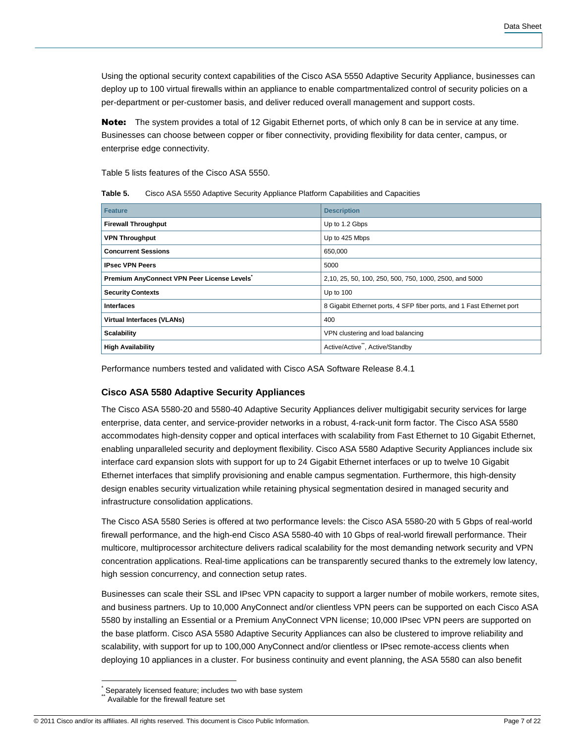Using the optional security context capabilities of the Cisco ASA 5550 Adaptive Security Appliance, businesses can deploy up to 100 virtual firewalls within an appliance to enable compartmentalized control of security policies on a per-department or per-customer basis, and deliver reduced overall management and support costs.

**Note:** The system provides a total of 12 Gigabit Ethernet ports, of which only 8 can be in service at any time. Businesses can choose between copper or fiber connectivity, providing flexibility for data center, campus, or enterprise edge connectivity.

Table 5 lists features of the Cisco ASA 5550.

**Table 5.** Cisco ASA 5550 Adaptive Security Appliance Platform Capabilities and Capacities

| Feature | Description |
|---|---|
| **Firewall Throughput** | Up to 1.2 Gbps |
| **VPN Throughput** | Up to 425 Mbps |
| **Concurrent Sessions** | 650,000 |
| **IPsec VPN Peers** | 5000 |
| **Premium AnyConnect VPN Peer License Levels*** | 2,10, 25, 50, 100, 250, 500, 750, 1000, 2500, and 5000 |
| **Security Contexts** | Up to 100 |
| **Interfaces** | 8 Gigabit Ethernet ports, 4 SFP fiber ports, and 1 Fast Ethernet port |
| **Virtual Interfaces (VLANs)** | 400 |
| **Scalability** | VPN clustering and load balancing |
| **High Availability** | Active/Active**, Active/Standby |

Performance numbers tested and validated with Cisco ASA Software Release 8.4.1

### Cisco ASA 5580 Adaptive Security Appliances

The Cisco ASA 5580-20 and 5580-40 Adaptive Security Appliances deliver multigigabit security services for large enterprise, data center, and service-provider networks in a robust, 4-rack-unit form factor. The Cisco ASA 5580 accommodates high-density copper and optical interfaces with scalability from Fast Ethernet to 10 Gigabit Ethernet, enabling unparalleled security and deployment flexibility. Cisco ASA 5580 Adaptive Security Appliances include six interface card expansion slots with support for up to 24 Gigabit Ethernet interfaces or up to twelve 10 Gigabit Ethernet interfaces that simplify provisioning and enable campus segmentation. Furthermore, this high-density design enables security virtualization while retaining physical segmentation desired in managed security and infrastructure consolidation applications.

The Cisco ASA 5580 Series is offered at two performance levels: the Cisco ASA 5580-20 with 5 Gbps of real-world firewall performance, and the high-end Cisco ASA 5580-40 with 10 Gbps of real-world firewall performance. Their multicore, multiprocessor architecture delivers radical scalability for the most demanding network security and VPN concentration applications. Real-time applications can be transparently secured thanks to the extremely low latency, high session concurrency, and connection setup rates.

Businesses can scale their SSL and IPsec VPN capacity to support a larger number of mobile workers, remote sites, and business partners. Up to 10,000 AnyConnect and/or clientless VPN peers can be supported on each Cisco ASA 5580 by installing an Essential or a Premium AnyConnect VPN license; 10,000 IPsec VPN peers are supported on the base platform. Cisco ASA 5580 Adaptive Security Appliances can also be clustered to improve reliability and scalability, with support for up to 100,000 AnyConnect and/or clientless or IPsec remote-access clients when deploying 10 appliances in a cluster. For business continuity and event planning, the ASA 5580 can also benefit

---

* Separately licensed feature; includes two with base system
** Available for the firewall feature set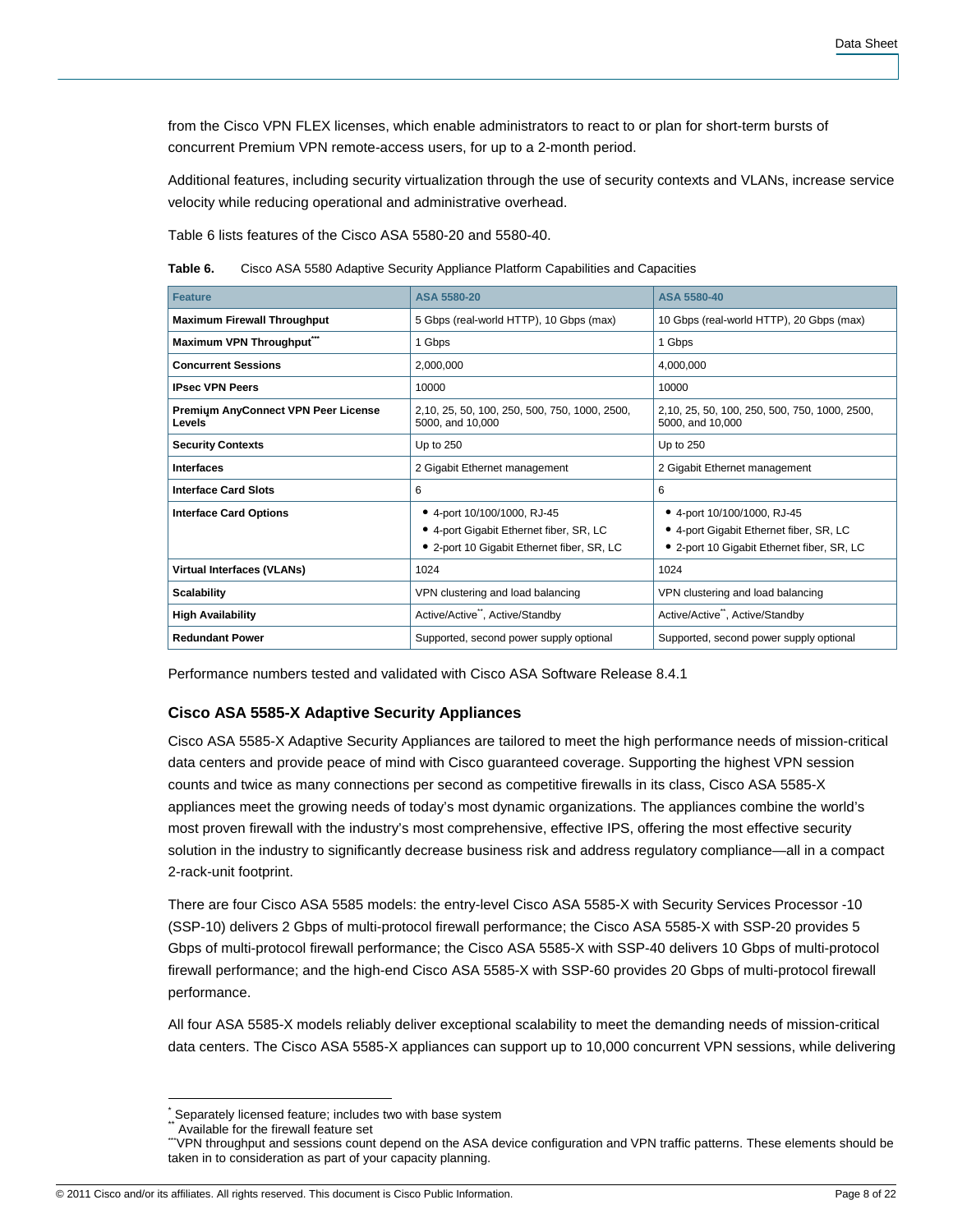from the Cisco VPN FLEX licenses, which enable administrators to react to or plan for short-term bursts of concurrent Premium VPN remote-access users, for up to a 2-month period.

Additional features, including security virtualization through the use of security contexts and VLANs, increase service velocity while reducing operational and administrative overhead.

Table 6 lists features of the Cisco ASA 5580-20 and 5580-40.

**Table 6.** Cisco ASA 5580 Adaptive Security Appliance Platform Capabilities and Capacities

| Feature | ASA 5580-20 | ASA 5580-40 |
|---|---|---|
| **Maximum Firewall Throughput** | 5 Gbps (real-world HTTP), 10 Gbps (max) | 10 Gbps (real-world HTTP), 20 Gbps (max) |
| **Maximum VPN Throughput**[***] | 1 Gbps | 1 Gbps |
| **Concurrent Sessions** | 2,000,000 | 4,000,000 |
| **IPsec VPN Peers** | 10000 | 10000 |
| **Premium AnyConnect VPN Peer License Levels** | 2,10, 25, 50, 100, 250, 500, 750, 1000, 2500, 5000, and 10,000 | 2,10, 25, 50, 100, 250, 500, 750, 1000, 2500, 5000, and 10,000 |
| **Security Contexts** | Up to 250 | Up to 250 |
| **Interfaces** | 2 Gigabit Ethernet management | 2 Gigabit Ethernet management |
| **Interface Card Slots** | 6 | 6 |
| **Interface Card Options** | • 4-port 10/100/1000, RJ-45<br>• 4-port Gigabit Ethernet fiber, SR, LC<br>• 2-port 10 Gigabit Ethernet fiber, SR, LC | • 4-port 10/100/1000, RJ-45<br>• 4-port Gigabit Ethernet fiber, SR, LC<br>• 2-port 10 Gigabit Ethernet fiber, SR, LC |
| **Virtual Interfaces (VLANs)** | 1024 | 1024 |
| **Scalability** | VPN clustering and load balancing | VPN clustering and load balancing |
| **High Availability** | Active/Active[**], Active/Standby | Active/Active[**], Active/Standby |
| **Redundant Power** | Supported, second power supply optional | Supported, second power supply optional |

Performance numbers tested and validated with Cisco ASA Software Release 8.4.1

### Cisco ASA 5585-X Adaptive Security Appliances

Cisco ASA 5585-X Adaptive Security Appliances are tailored to meet the high performance needs of mission-critical data centers and provide peace of mind with Cisco guaranteed coverage. Supporting the highest VPN session counts and twice as many connections per second as competitive firewalls in its class, Cisco ASA 5585-X appliances meet the growing needs of today's most dynamic organizations. The appliances combine the world's most proven firewall with the industry's most comprehensive, effective IPS, offering the most effective security solution in the industry to significantly decrease business risk and address regulatory compliance—all in a compact 2-rack-unit footprint.

There are four Cisco ASA 5585 models: the entry-level Cisco ASA 5585-X with Security Services Processor -10 (SSP-10) delivers 2 Gbps of multi-protocol firewall performance; the Cisco ASA 5585-X with SSP-20 provides 5 Gbps of multi-protocol firewall performance; the Cisco ASA 5585-X with SSP-40 delivers 10 Gbps of multi-protocol firewall performance; and the high-end Cisco ASA 5585-X with SSP-60 provides 20 Gbps of multi-protocol firewall performance.

All four ASA 5585-X models reliably deliver exceptional scalability to meet the demanding needs of mission-critical data centers. The Cisco ASA 5585-X appliances can support up to 10,000 concurrent VPN sessions, while delivering

[*] Separately licensed feature; includes two with base system
[**] Available for the firewall feature set
[***] VPN throughput and sessions count depend on the ASA device configuration and VPN traffic patterns. These elements should be taken in to consideration as part of your capacity planning.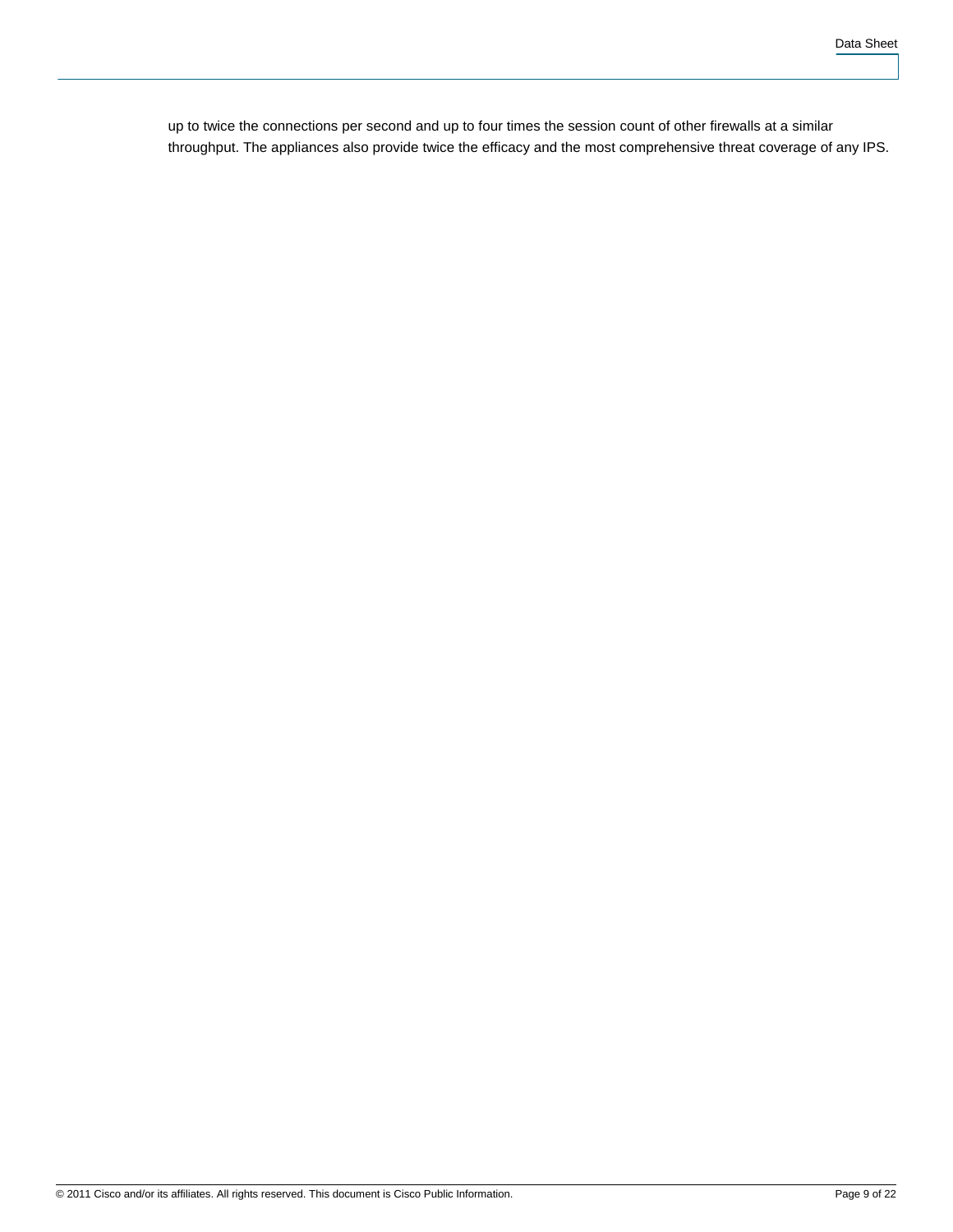up to twice the connections per second and up to four times the session count of other firewalls at a similar throughput. The appliances also provide twice the efficacy and the most comprehensive threat coverage of any IPS.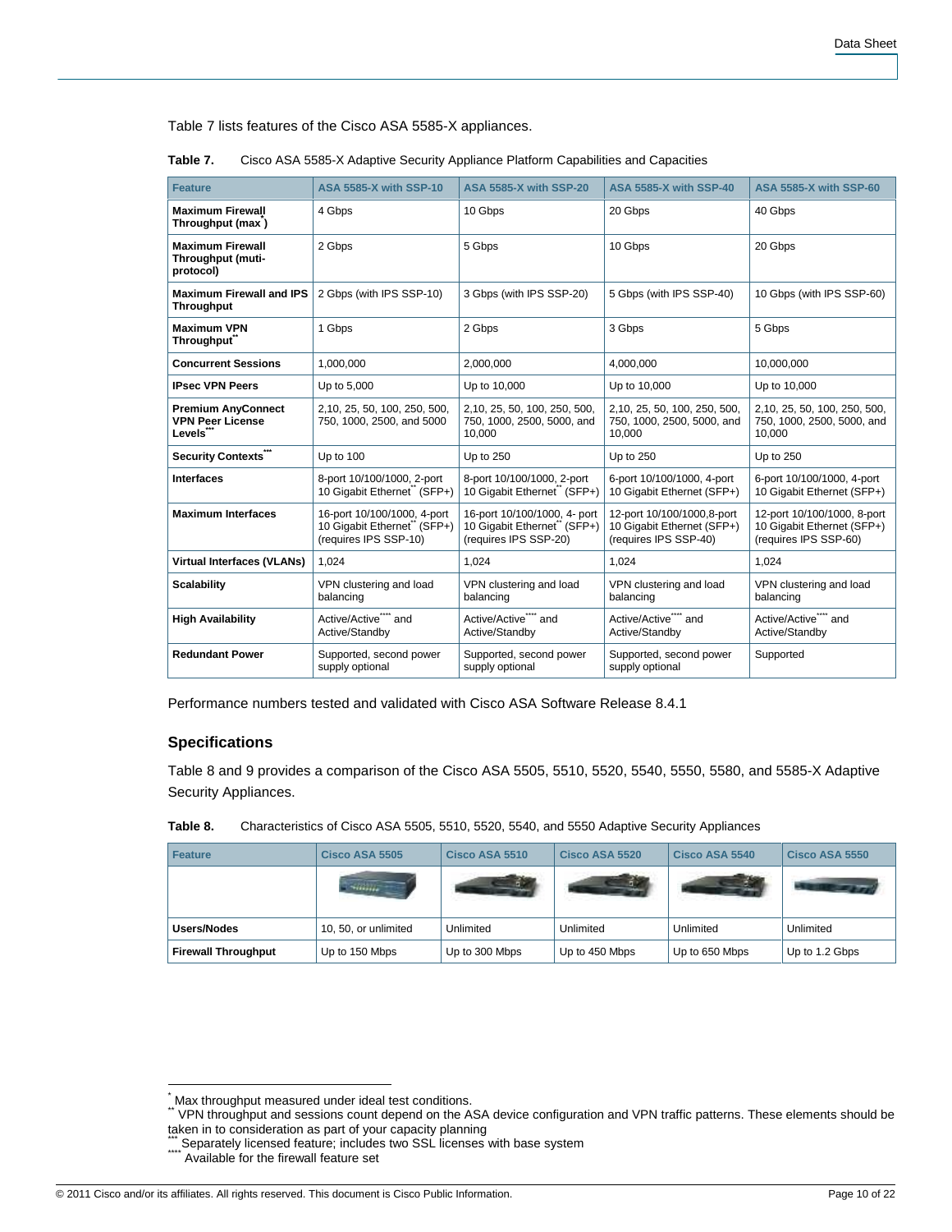Table 7 lists features of the Cisco ASA 5585-X appliances.

**Table 7.** Cisco ASA 5585-X Adaptive Security Appliance Platform Capabilities and Capacities

| Feature | ASA 5585-X with SSP-10 | ASA 5585-X with SSP-20 | ASA 5585-X with SSP-40 | ASA 5585-X with SSP-60 |
|---|---|---|---|---|
| **Maximum Firewall Throughput (max*)** | 4 Gbps | 10 Gbps | 20 Gbps | 40 Gbps |
| **Maximum Firewall Throughput (muti-protocol)** | 2 Gbps | 5 Gbps | 10 Gbps | 20 Gbps |
| **Maximum Firewall and IPS Throughput** | 2 Gbps (with IPS SSP-10) | 3 Gbps (with IPS SSP-20) | 5 Gbps (with IPS SSP-40) | 10 Gbps (with IPS SSP-60) |
| **Maximum VPN Throughput****  | 1 Gbps | 2 Gbps | 3 Gbps | 5 Gbps |
| **Concurrent Sessions** | 1,000,000 | 2,000,000 | 4,000,000 | 10,000,000 |
| **IPsec VPN Peers** | Up to 5,000 | Up to 10,000 | Up to 10,000 | Up to 10,000 |
| **Premium AnyConnect VPN Peer License Levels***** | 2,10, 25, 50, 100, 250, 500, 750, 1000, 2500, and 5000 | 2,10, 25, 50, 100, 250, 500, 750, 1000, 2500, 5000, and 10,000 | 2,10, 25, 50, 100, 250, 500, 750, 1000, 2500, 5000, and 10,000 | 2,10, 25, 50, 100, 250, 500, 750, 1000, 2500, 5000, and 10,000 |
| **Security Contexts***** | Up to 100 | Up to 250 | Up to 250 | Up to 250 |
| **Interfaces** | 8-port 10/100/1000, 2-port 10 Gigabit Ethernet** (SFP+) | 8-port 10/100/1000, 2-port 10 Gigabit Ethernet** (SFP+) | 6-port 10/100/1000, 4-port 10 Gigabit Ethernet (SFP+) | 6-port 10/100/1000, 4-port 10 Gigabit Ethernet (SFP+) |
| **Maximum Interfaces** | 16-port 10/100/1000, 4-port 10 Gigabit Ethernet** (SFP+) (requires IPS SSP-10) | 16-port 10/100/1000, 4- port 10 Gigabit Ethernet** (SFP+) (requires IPS SSP-20) | 12-port 10/100/1000,8-port 10 Gigabit Ethernet (SFP+) (requires IPS SSP-40) | 12-port 10/100/1000, 8-port 10 Gigabit Ethernet (SFP+) (requires IPS SSP-60) |
| **Virtual Interfaces (VLANs)** | 1,024 | 1,024 | 1,024 | 1,024 |
| **Scalability** | VPN clustering and load balancing | VPN clustering and load balancing | VPN clustering and load balancing | VPN clustering and load balancing |
| **High Availability** | Active/Active**** and Active/Standby | Active/Active**** and Active/Standby | Active/Active**** and Active/Standby | Active/Active**** and Active/Standby |
| **Redundant Power** | Supported, second power supply optional | Supported, second power supply optional | Supported, second power supply optional | Supported |

Performance numbers tested and validated with Cisco ASA Software Release 8.4.1

### Specifications

Table 8 and 9 provides a comparison of the Cisco ASA 5505, 5510, 5520, 5540, 5550, 5580, and 5585-X Adaptive Security Appliances.

**Table 8.** Characteristics of Cisco ASA 5505, 5510, 5520, 5540, and 5550 Adaptive Security Appliances

| Feature | Cisco ASA 5505 | Cisco ASA 5510 | Cisco ASA 5520 | Cisco ASA 5540 | Cisco ASA 5550 |
|---|---|---|---|---|---|
| | | | | | |
| **Users/Nodes** | 10, 50, or unlimited | Unlimited | Unlimited | Unlimited | Unlimited |
| **Firewall Throughput** | Up to 150 Mbps | Up to 300 Mbps | Up to 450 Mbps | Up to 650 Mbps | Up to 1.2 Gbps |

* Max throughput measured under ideal test conditions.

** VPN throughput and sessions count depend on the ASA device configuration and VPN traffic patterns. These elements should be taken in to consideration as part of your capacity planning

*** Separately licensed feature; includes two SSL licenses with base system

**** Available for the firewall feature set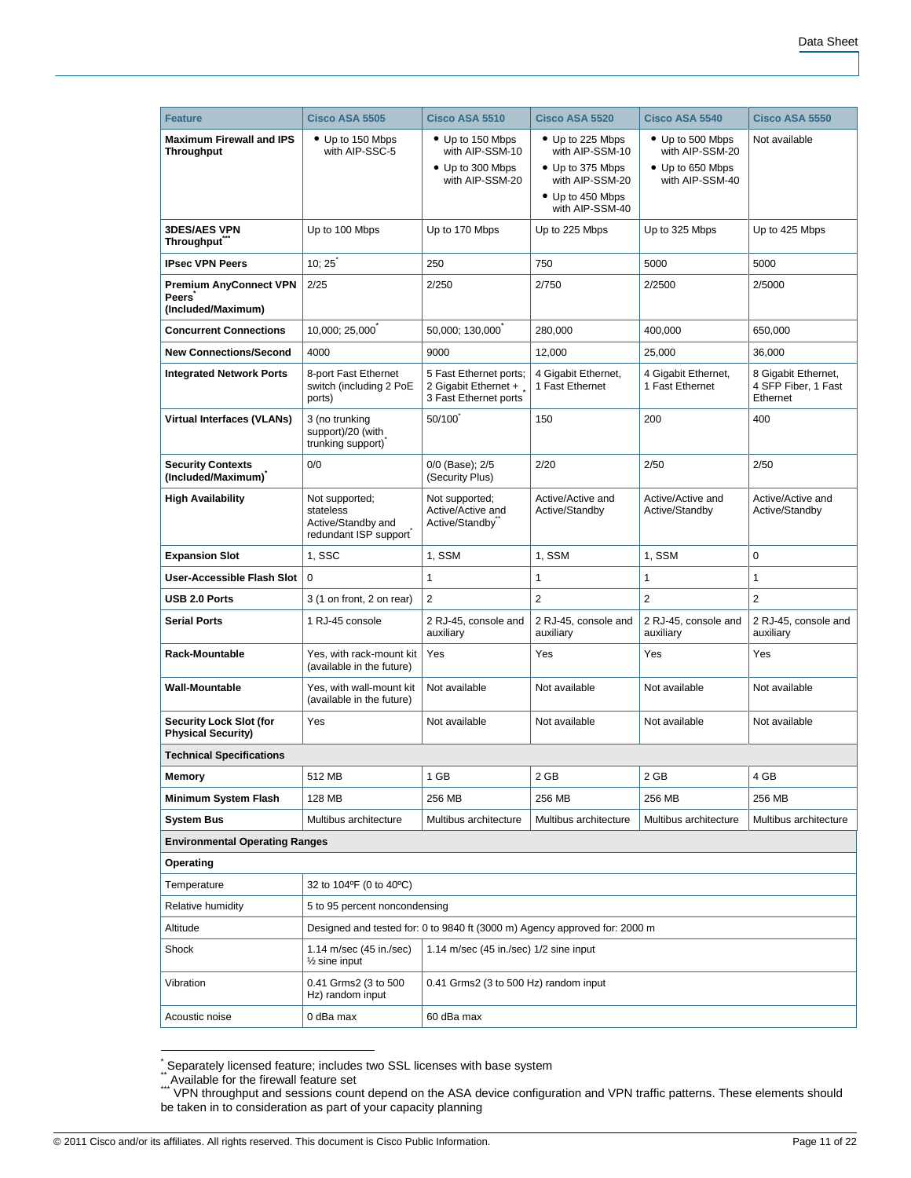| Feature | Cisco ASA 5505 | Cisco ASA 5510 | Cisco ASA 5520 | Cisco ASA 5540 | Cisco ASA 5550 |
|---|---|---|---|---|---|
| **Maximum Firewall and IPS Throughput** | • Up to 150 Mbps with AIP-SSC-5 | • Up to 150 Mbps with AIP-SSM-10<br>• Up to 300 Mbps with AIP-SSM-20 | • Up to 225 Mbps with AIP-SSM-10<br>• Up to 375 Mbps with AIP-SSM-20<br>• Up to 450 Mbps with AIP-SSM-40 | • Up to 500 Mbps with AIP-SSM-20<br>• Up to 650 Mbps with AIP-SSM-40 | Not available |
| **3DES/AES VPN Throughput*** ** | Up to 100 Mbps | Up to 170 Mbps | Up to 225 Mbps | Up to 325 Mbps | Up to 425 Mbps |
| **IPsec VPN Peers** | 10; 25* | 250 | 750 | 5000 | 5000 |
| **Premium AnyConnect VPN Peers* (Included/Maximum)** | 2/25 | 2/250 | 2/750 | 2/2500 | 2/5000 |
| **Concurrent Connections** | 10,000; 25,000* | 50,000; 130,000* | 280,000 | 400,000 | 650,000 |
| **New Connections/Second** | 4000 | 9000 | 12,000 | 25,000 | 36,000 |
| **Integrated Network Ports** | 8-port Fast Ethernet switch (including 2 PoE ports) | 5 Fast Ethernet ports; 2 Gigabit Ethernet + 3 Fast Ethernet ports* | 4 Gigabit Ethernet, 1 Fast Ethernet | 4 Gigabit Ethernet, 1 Fast Ethernet | 8 Gigabit Ethernet, 4 SFP Fiber, 1 Fast Ethernet |
| **Virtual Interfaces (VLANs)** | 3 (no trunking support)/20 (with trunking support)* | 50/100* | 150 | 200 | 400 |
| **Security Contexts (Included/Maximum)*** | 0/0 | 0/0 (Base); 2/5 (Security Plus) | 2/20 | 2/50 | 2/50 |
| **High Availability** | Not supported; stateless Active/Standby and redundant ISP support* | Not supported; Active/Active and Active/Standby** | Active/Active and Active/Standby | Active/Active and Active/Standby | Active/Active and Active/Standby |
| **Expansion Slot** | 1, SSC | 1, SSM | 1, SSM | 1, SSM | 0 |
| **User-Accessible Flash Slot** | 0 | 1 | 1 | 1 | 1 |
| **USB 2.0 Ports** | 3 (1 on front, 2 on rear) | 2 | 2 | 2 | 2 |
| **Serial Ports** | 1 RJ-45 console | 2 RJ-45, console and auxiliary | 2 RJ-45, console and auxiliary | 2 RJ-45, console and auxiliary | 2 RJ-45, console and auxiliary |
| **Rack-Mountable** | Yes, with rack-mount kit (available in the future) | Yes | Yes | Yes | Yes |
| **Wall-Mountable** | Yes, with wall-mount kit (available in the future) | Not available | Not available | Not available | Not available |
| **Security Lock Slot (for Physical Security)** | Yes | Not available | Not available | Not available | Not available |
| **Technical Specifications** | | | | | |
| **Memory** | 512 MB | 1 GB | 2 GB | 2 GB | 4 GB |
| **Minimum System Flash** | 128 MB | 256 MB | 256 MB | 256 MB | 256 MB |
| **System Bus** | Multibus architecture | Multibus architecture | Multibus architecture | Multibus architecture | Multibus architecture |
| **Environmental Operating Ranges** | | | | | |
| **Operating** | | | | | |
| Temperature | 32 to 104ºF (0 to 40ºC) | | | | |
| Relative humidity | 5 to 95 percent noncondensing | | | | |
| Altitude | Designed and tested for: 0 to 9840 ft (3000 m) Agency approved for: 2000 m | | | | |
| Shock | 1.14 m/sec (45 in./sec) ½ sine input | 1.14 m/sec (45 in./sec) 1/2 sine input | | | |
| Vibration | 0.41 Grms2 (3 to 500 Hz) random input | 0.41 Grms2 (3 to 500 Hz) random input | | | |
| Acoustic noise | 0 dBa max | 60 dBa max | | | |

* Separately licensed feature; includes two SSL licenses with base system

** Available for the firewall feature set

*** VPN throughput and sessions count depend on the ASA device configuration and VPN traffic patterns. These elements should be taken in to consideration as part of your capacity planning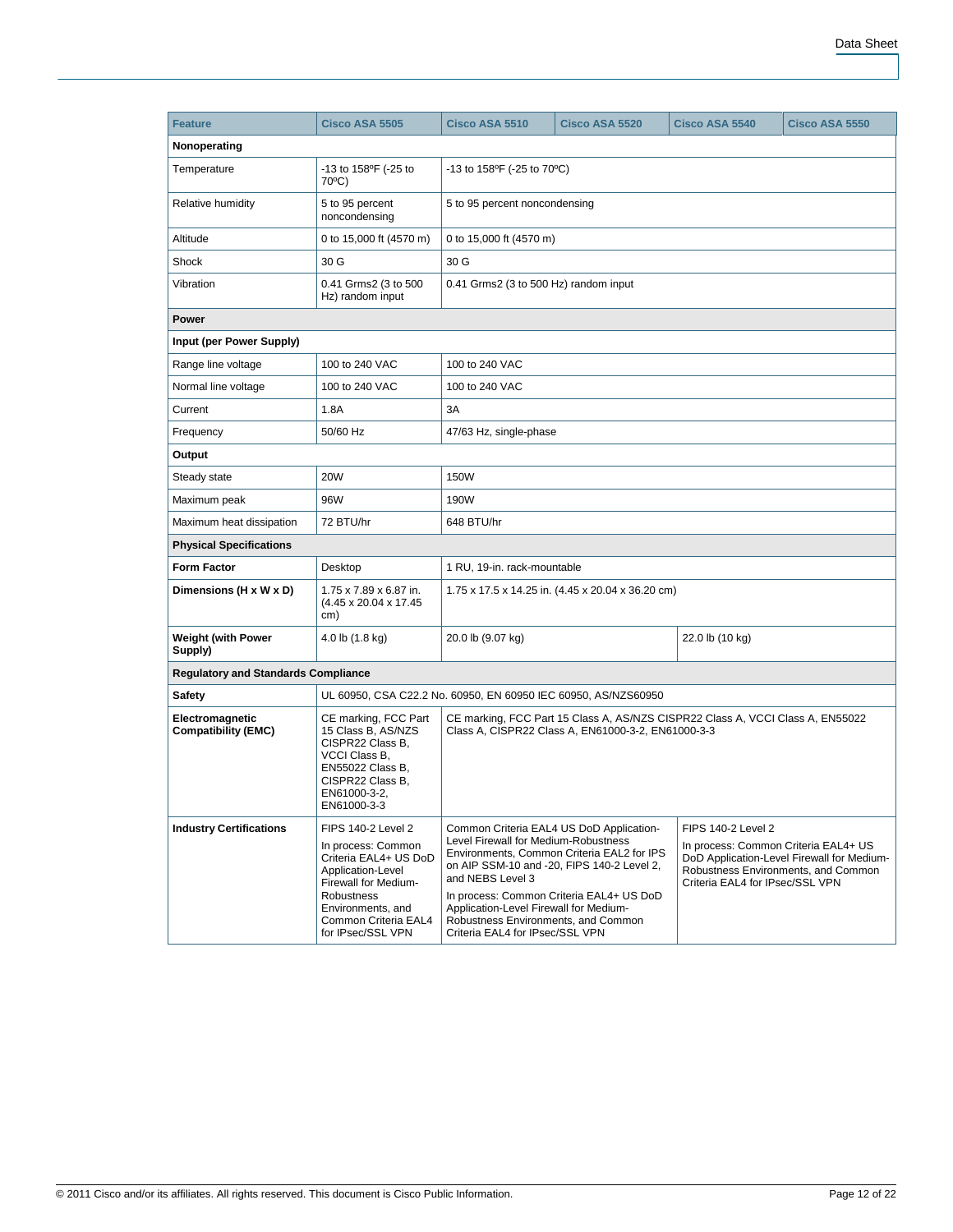| Feature | Cisco ASA 5505 | Cisco ASA 5510 | Cisco ASA 5520 | Cisco ASA 5540 | Cisco ASA 5550 |
| --- | --- | --- | --- | --- | --- |
| **Nonoperating** | | | | | |
| Temperature | -13 to 158ºF (-25 to 70ºC) | -13 to 158ºF (-25 to 70ºC) | | | |
| Relative humidity | 5 to 95 percent noncondensing | 5 to 95 percent noncondensing | | | |
| Altitude | 0 to 15,000 ft (4570 m) | 0 to 15,000 ft (4570 m) | | | |
| Shock | 30 G | 30 G | | | |
| Vibration | 0.41 Grms2 (3 to 500 Hz) random input | 0.41 Grms2 (3 to 500 Hz) random input | | | |
| **Power** | | | | | |
| **Input (per Power Supply)** | | | | | |
| Range line voltage | 100 to 240 VAC | 100 to 240 VAC | | | |
| Normal line voltage | 100 to 240 VAC | 100 to 240 VAC | | | |
| Current | 1.8A | 3A | | | |
| Frequency | 50/60 Hz | 47/63 Hz, single-phase | | | |
| **Output** | | | | | |
| Steady state | 20W | 150W | | | |
| Maximum peak | 96W | 190W | | | |
| Maximum heat dissipation | 72 BTU/hr | 648 BTU/hr | | | |
| **Physical Specifications** | | | | | |
| **Form Factor** | Desktop | 1 RU, 19-in. rack-mountable | | | |
| **Dimensions (H x W x D)** | 1.75 x 7.89 x 6.87 in. (4.45 x 20.04 x 17.45 cm) | 1.75 x 17.5 x 14.25 in. (4.45 x 20.04 x 36.20 cm) | | | |
| **Weight (with Power Supply)** | 4.0 lb (1.8 kg) | 20.0 lb (9.07 kg) | | 22.0 lb (10 kg) | |
| **Regulatory and Standards Compliance** | | | | | |
| **Safety** | UL 60950, CSA C22.2 No. 60950, EN 60950 IEC 60950, AS/NZS60950 | | | | |
| **Electromagnetic Compatibility (EMC)** | CE marking, FCC Part 15 Class B, AS/NZS CISPR22 Class B, VCCI Class B, EN55022 Class B, CISPR22 Class B, EN61000-3-2, EN61000-3-3 | CE marking, FCC Part 15 Class A, AS/NZS CISPR22 Class A, VCCI Class A, EN55022 Class A, CISPR22 Class A, EN61000-3-2, EN61000-3-3 | | | |
| **Industry Certifications** | FIPS 140-2 Level 2<br>In process: Common Criteria EAL4+ US DoD Application-Level Firewall for Medium-Robustness Environments, and Common Criteria EAL4 for IPsec/SSL VPN | Common Criteria EAL4 US DoD Application-Level Firewall for Medium-Robustness Environments, Common Criteria EAL2 for IPS on AIP SSM-10 and -20, FIPS 140-2 Level 2, and NEBS Level 3<br>In process: Common Criteria EAL4+ US DoD Application-Level Firewall for Medium-Robustness Environments, and Common Criteria EAL4 for IPsec/SSL VPN | | FIPS 140-2 Level 2<br>In process: Common Criteria EAL4+ US DoD Application-Level Firewall for Medium-Robustness Environments, and Common Criteria EAL4 for IPsec/SSL VPN | |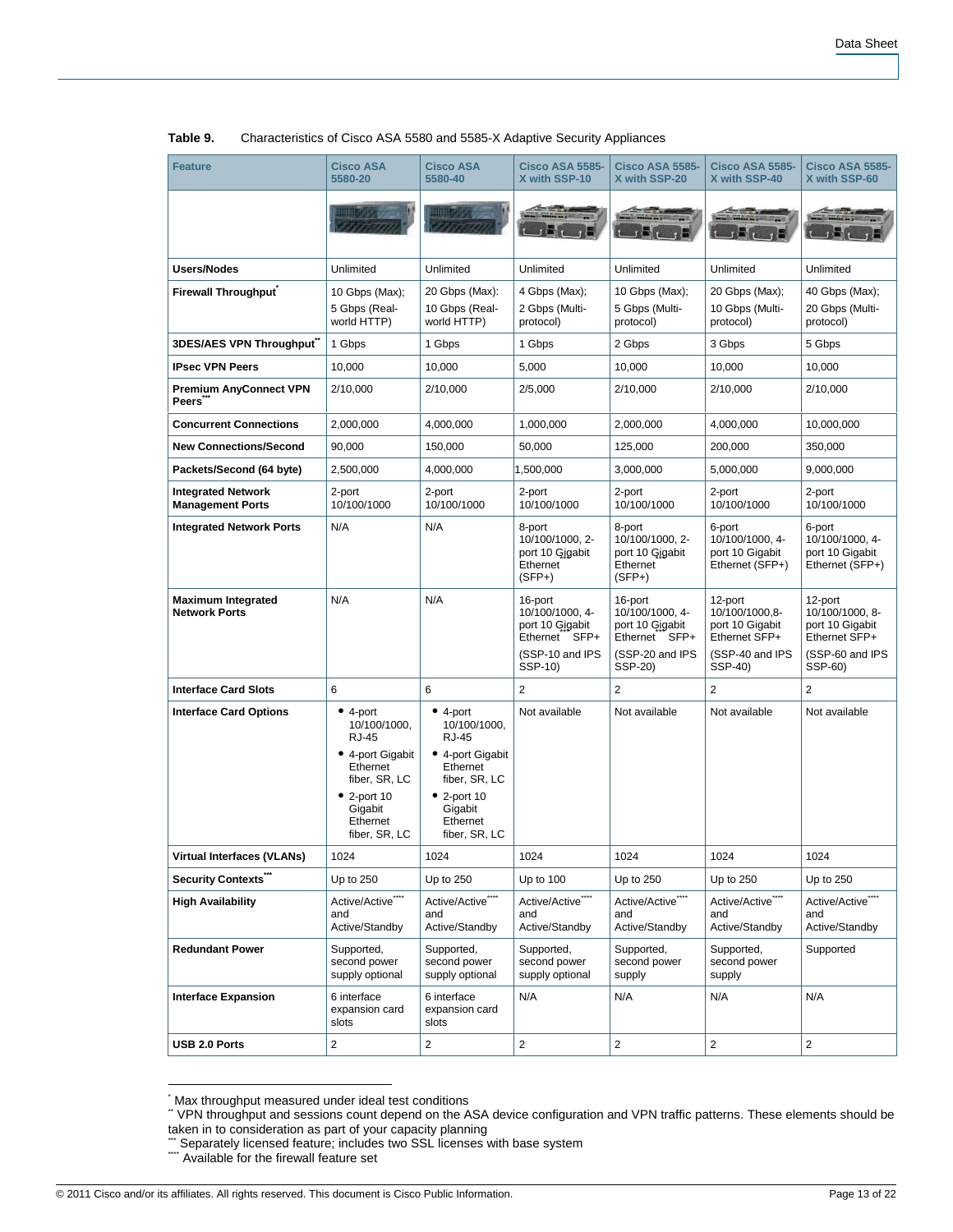**Table 9.** Characteristics of Cisco ASA 5580 and 5585-X Adaptive Security Appliances

| Feature | Cisco ASA 5580-20 | Cisco ASA 5580-40 | Cisco ASA 5585-X with SSP-10 | Cisco ASA 5585-X with SSP-20 | Cisco ASA 5585-X with SSP-40 | Cisco ASA 5585-X with SSP-60 |
|---|---|---|---|---|---|---|
| | | | | | | |
| Users/Nodes | Unlimited | Unlimited | Unlimited | Unlimited | Unlimited | Unlimited |
| Firewall Throughput* | 10 Gbps (Max); 5 Gbps (Real-world HTTP) | 20 Gbps (Max): 10 Gbps (Real-world HTTP) | 4 Gbps (Max); 2 Gbps (Multi-protocol) | 10 Gbps (Max); 5 Gbps (Multi-protocol) | 20 Gbps (Max); 10 Gbps (Multi-protocol) | 40 Gbps (Max); 20 Gbps (Multi-protocol) |
| 3DES/AES VPN Throughput** | 1 Gbps | 1 Gbps | 1 Gbps | 2 Gbps | 3 Gbps | 5 Gbps |
| IPsec VPN Peers | 10,000 | 10,000 | 5,000 | 10,000 | 10,000 | 10,000 |
| Premium AnyConnect VPN Peers*** | 2/10,000 | 2/10,000 | 2/5,000 | 2/10,000 | 2/10,000 | 2/10,000 |
| Concurrent Connections | 2,000,000 | 4,000,000 | 1,000,000 | 2,000,000 | 4,000,000 | 10,000,000 |
| New Connections/Second | 90,000 | 150,000 | 50,000 | 125,000 | 200,000 | 350,000 |
| Packets/Second (64 byte) | 2,500,000 | 4,000,000 | 1,500,000 | 3,000,000 | 5,000,000 | 9,000,000 |
| Integrated Network Management Ports | 2-port 10/100/1000 | 2-port 10/100/1000 | 2-port 10/100/1000 | 2-port 10/100/1000 | 2-port 10/100/1000 | 2-port 10/100/1000 |
| Integrated Network Ports | N/A | N/A | 8-port 10/100/1000, 2-port 10 Gigabit Ethernet (SFP+) | 8-port 10/100/1000, 2-port 10 Gigabit Ethernet (SFP+) | 6-port 10/100/1000, 4-port 10 Gigabit Ethernet (SFP+) | 6-port 10/100/1000, 4-port 10 Gigabit Ethernet (SFP+) |
| Maximum Integrated Network Ports | N/A | N/A | 16-port 10/100/1000, 4-port 10 Gigabit Ethernet SFP+ (SSP-10 and IPS SSP-10) | 16-port 10/100/1000, 4-port 10 Gigabit Ethernet SFP+ (SSP-20 and IPS SSP-20) | 12-port 10/100/1000,8-port 10 Gigabit Ethernet SFP+ (SSP-40 and IPS SSP-40) | 12-port 10/100/1000, 8-port 10 Gigabit Ethernet SFP+ (SSP-60 and IPS SSP-60) |
| Interface Card Slots | 6 | 6 | 2 | 2 | 2 | 2 |
| Interface Card Options | • 4-port 10/100/1000, RJ-45 • 4-port Gigabit Ethernet fiber, SR, LC • 2-port 10 Gigabit Ethernet fiber, SR, LC | • 4-port 10/100/1000, RJ-45 • 4-port Gigabit Ethernet fiber, SR, LC • 2-port 10 Gigabit Ethernet fiber, SR, LC | Not available | Not available | Not available | Not available |
| Virtual Interfaces (VLANs) | 1024 | 1024 | 1024 | 1024 | 1024 | 1024 |
| Security Contexts*** | Up to 250 | Up to 250 | Up to 100 | Up to 250 | Up to 250 | Up to 250 |
| High Availability | Active/Active**** and Active/Standby | Active/Active**** and Active/Standby | Active/Active**** and Active/Standby | Active/Active**** and Active/Standby | Active/Active**** and Active/Standby | Active/Active**** and Active/Standby |
| Redundant Power | Supported, second power supply optional | Supported, second power supply optional | Supported, second power supply optional | Supported, second power supply | Supported, second power supply | Supported |
| Interface Expansion | 6 interface expansion card slots | 6 interface expansion card slots | N/A | N/A | N/A | N/A |
| USB 2.0 Ports | 2 | 2 | 2 | 2 | 2 | 2 |

\* Max throughput measured under ideal test conditions

** VPN throughput and sessions count depend on the ASA device configuration and VPN traffic patterns. These elements should be taken in to consideration as part of your capacity planning

*** Separately licensed feature; includes two SSL licenses with base system

**** Available for the firewall feature set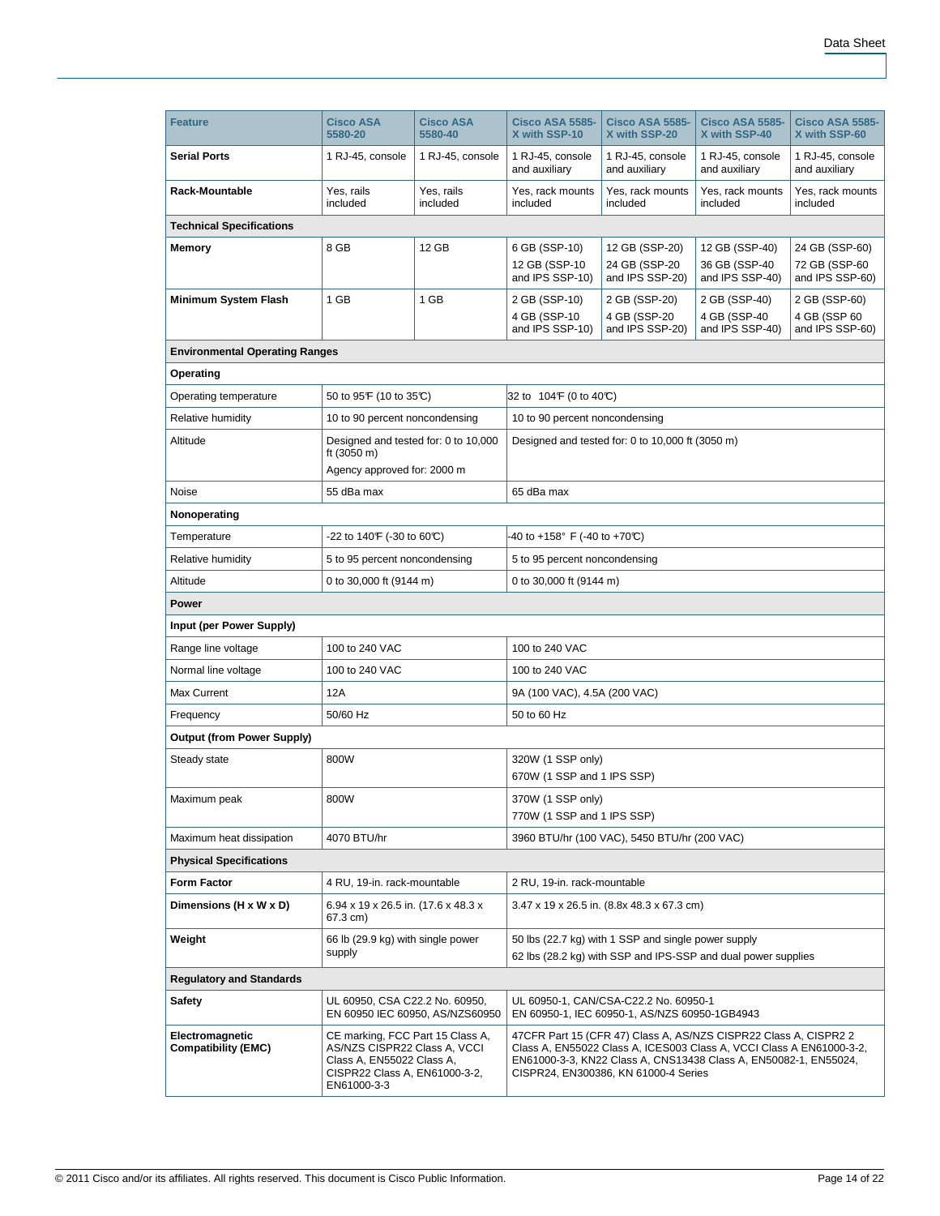| Feature | Cisco ASA 5580-20 | Cisco ASA 5580-40 | Cisco ASA 5585-X with SSP-10 | Cisco ASA 5585-X with SSP-20 | Cisco ASA 5585-X with SSP-40 | Cisco ASA 5585-X with SSP-60 |
|---|---|---|---|---|---|---|
| **Serial Ports** | 1 RJ-45, console | 1 RJ-45, console | 1 RJ-45, console and auxiliary | 1 RJ-45, console and auxiliary | 1 RJ-45, console and auxiliary | 1 RJ-45, console and auxiliary |
| **Rack-Mountable** | Yes, rails included | Yes, rails included | Yes, rack mounts included | Yes, rack mounts included | Yes, rack mounts included | Yes, rack mounts included |
| **Technical Specifications** | | | | | | |
| **Memory** | 8 GB | 12 GB | 6 GB (SSP-10)<br>12 GB (SSP-10 and IPS SSP-10) | 12 GB (SSP-20)<br>24 GB (SSP-20 and IPS SSP-20) | 12 GB (SSP-40)<br>36 GB (SSP-40 and IPS SSP-40) | 24 GB (SSP-60)<br>72 GB (SSP-60 and IPS SSP-60) |
| **Minimum System Flash** | 1 GB | 1 GB | 2 GB (SSP-10)<br>4 GB (SSP-10 and IPS SSP-10) | 2 GB (SSP-20)<br>4 GB (SSP-20 and IPS SSP-20) | 2 GB (SSP-40)<br>4 GB (SSP-40 and IPS SSP-40) | 2 GB (SSP-60)<br>4 GB (SSP 60 and IPS SSP-60) |
| **Environmental Operating Ranges** | | | | | | |
| **Operating** | | | | | | |
| Operating temperature | 50 to 95℉ (10 to 35℃) | | 32 to 104℉ (0 to 40℃) | | | |
| Relative humidity | 10 to 90 percent noncondensing | | 10 to 90 percent noncondensing | | | |
| Altitude | Designed and tested for: 0 to 10,000 ft (3050 m)<br>Agency approved for: 2000 m | | Designed and tested for: 0 to 10,000 ft (3050 m) | | | |
| Noise | 55 dBa max | | 65 dBa max | | | |
| **Nonoperating** | | | | | | |
| Temperature | -22 to 140℉ (-30 to 60℃) | | -40 to +158° F (-40 to +70℃) | | | |
| Relative humidity | 5 to 95 percent noncondensing | | 5 to 95 percent noncondensing | | | |
| Altitude | 0 to 30,000 ft (9144 m) | | 0 to 30,000 ft (9144 m) | | | |
| **Power** | | | | | | |
| **Input (per Power Supply)** | | | | | | |
| Range line voltage | 100 to 240 VAC | | 100 to 240 VAC | | | |
| Normal line voltage | 100 to 240 VAC | | 100 to 240 VAC | | | |
| Max Current | 12A | | 9A (100 VAC), 4.5A (200 VAC) | | | |
| Frequency | 50/60 Hz | | 50 to 60 Hz | | | |
| **Output (from Power Supply)** | | | | | | |
| Steady state | 800W | | 320W (1 SSP only)<br>670W (1 SSP and 1 IPS SSP) | | | |
| Maximum peak | 800W | | 370W (1 SSP only)<br>770W (1 SSP and 1 IPS SSP) | | | |
| Maximum heat dissipation | 4070 BTU/hr | | 3960 BTU/hr (100 VAC), 5450 BTU/hr (200 VAC) | | | |
| **Physical Specifications** | | | | | | |
| **Form Factor** | 4 RU, 19-in. rack-mountable | | 2 RU, 19-in. rack-mountable | | | |
| **Dimensions (H x W x D)** | 6.94 x 19 x 26.5 in. (17.6 x 48.3 x 67.3 cm) | | 3.47 x 19 x 26.5 in. (8.8x 48.3 x 67.3 cm) | | | |
| **Weight** | 66 lb (29.9 kg) with single power supply | | 50 lbs (22.7 kg) with 1 SSP and single power supply<br>62 lbs (28.2 kg) with SSP and IPS-SSP and dual power supplies | | | |
| **Regulatory and Standards** | | | | | | |
| **Safety** | UL 60950, CSA C22.2 No. 60950, EN 60950 IEC 60950, AS/NZS60950 | | UL 60950-1, CAN/CSA-C22.2 No. 60950-1<br>EN 60950-1, IEC 60950-1, AS/NZS 60950-1GB4943 | | | |
| **Electromagnetic Compatibility (EMC)** | CE marking, FCC Part 15 Class A, AS/NZS CISPR22 Class A, VCCI Class A, EN55022 Class A, CISPR22 Class A, EN61000-3-2, EN61000-3-3 | | 47CFR Part 15 (CFR 47) Class A, AS/NZS CISPR22 Class A, CISPR2 2 Class A, EN55022 Class A, ICES003 Class A, VCCI Class A EN61000-3-2, EN61000-3-3, KN22 Class A, CNS13438 Class A, EN50082-1, EN55024, CISPR24, EN300386, KN 61000-4 Series | | | |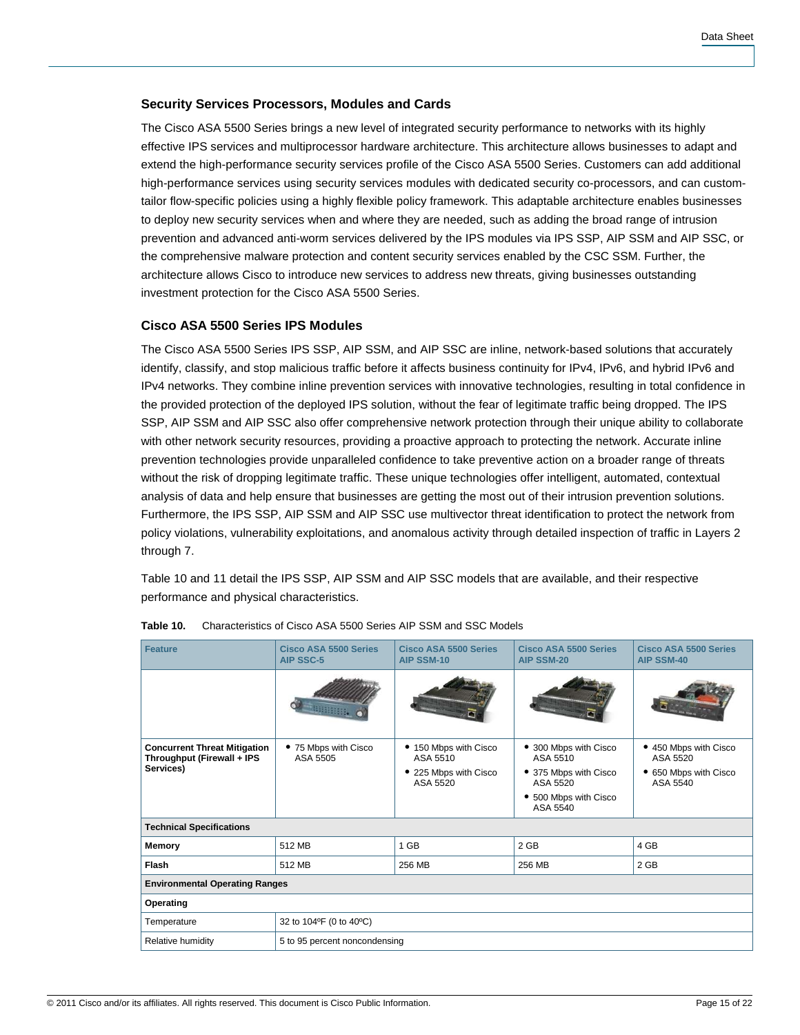### Security Services Processors, Modules and Cards

The Cisco ASA 5500 Series brings a new level of integrated security performance to networks with its highly effective IPS services and multiprocessor hardware architecture. This architecture allows businesses to adapt and extend the high-performance security services profile of the Cisco ASA 5500 Series. Customers can add additional high-performance services using security services modules with dedicated security co-processors, and can custom-tailor flow-specific policies using a highly flexible policy framework. This adaptable architecture enables businesses to deploy new security services when and where they are needed, such as adding the broad range of intrusion prevention and advanced anti-worm services delivered by the IPS modules via IPS SSP, AIP SSM and AIP SSC, or the comprehensive malware protection and content security services enabled by the CSC SSM. Further, the architecture allows Cisco to introduce new services to address new threats, giving businesses outstanding investment protection for the Cisco ASA 5500 Series.

### Cisco ASA 5500 Series IPS Modules

The Cisco ASA 5500 Series IPS SSP, AIP SSM, and AIP SSC are inline, network-based solutions that accurately identify, classify, and stop malicious traffic before it affects business continuity for IPv4, IPv6, and hybrid IPv6 and IPv4 networks. They combine inline prevention services with innovative technologies, resulting in total confidence in the provided protection of the deployed IPS solution, without the fear of legitimate traffic being dropped. The IPS SSP, AIP SSM and AIP SSC also offer comprehensive network protection through their unique ability to collaborate with other network security resources, providing a proactive approach to protecting the network. Accurate inline prevention technologies provide unparalleled confidence to take preventive action on a broader range of threats without the risk of dropping legitimate traffic. These unique technologies offer intelligent, automated, contextual analysis of data and help ensure that businesses are getting the most out of their intrusion prevention solutions. Furthermore, the IPS SSP, AIP SSM and AIP SSC use multivector threat identification to protect the network from policy violations, vulnerability exploitations, and anomalous activity through detailed inspection of traffic in Layers 2 through 7.

Table 10 and 11 detail the IPS SSP, AIP SSM and AIP SSC models that are available, and their respective performance and physical characteristics.

**Table 10.** Characteristics of Cisco ASA 5500 Series AIP SSM and SSC Models

| Feature | Cisco ASA 5500 Series AIP SSC-5 | Cisco ASA 5500 Series AIP SSM-10 | Cisco ASA 5500 Series AIP SSM-20 | Cisco ASA 5500 Series AIP SSM-40 |
|---|---|---|---|---|
| | | | | |
| **Concurrent Threat Mitigation Throughput (Firewall + IPS Services)** | • 75 Mbps with Cisco ASA 5505 | • 150 Mbps with Cisco ASA 5510<br>• 225 Mbps with Cisco ASA 5520 | • 300 Mbps with Cisco ASA 5510<br>• 375 Mbps with Cisco ASA 5520<br>• 500 Mbps with Cisco ASA 5540 | • 450 Mbps with Cisco ASA 5520<br>• 650 Mbps with Cisco ASA 5540 |
| **Technical Specifications** | | | | |
| **Memory** | 512 MB | 1 GB | 2 GB | 4 GB |
| **Flash** | 512 MB | 256 MB | 256 MB | 2 GB |
| **Environmental Operating Ranges** | | | | |
| **Operating** | | | | |
| Temperature | 32 to 104ºF (0 to 40ºC) | | | |
| Relative humidity | 5 to 95 percent noncondensing | | | |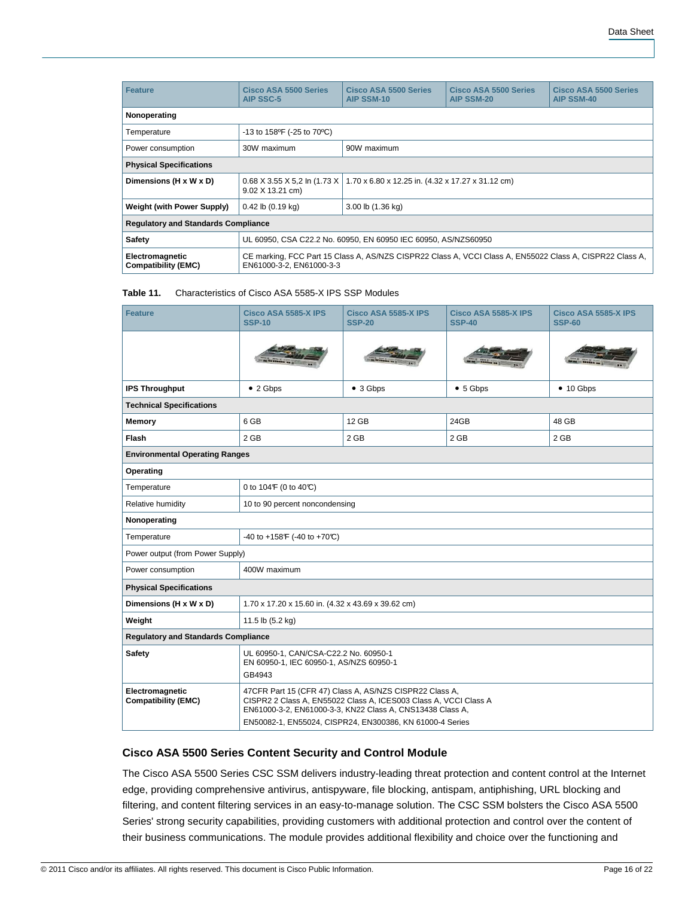| Feature | Cisco ASA 5500 Series AIP SSC-5 | Cisco ASA 5500 Series AIP SSM-10 | Cisco ASA 5500 Series AIP SSM-20 | Cisco ASA 5500 Series AIP SSM-40 |
|---|---|---|---|---|
| **Nonoperating** | | | | |
| Temperature | -13 to 158ºF (-25 to 70ºC) | | | |
| Power consumption | 30W maximum | 90W maximum | | |
| **Physical Specifications** | | | | |
| **Dimensions (H x W x D)** | 0.68 X 3.55 X 5,2 In (1.73 X 9.02 X 13.21 cm) | 1.70 x 6.80 x 12.25 in. (4.32 x 17.27 x 31.12 cm) | | |
| **Weight (with Power Supply)** | 0.42 lb (0.19 kg) | 3.00 lb (1.36 kg) | | |
| **Regulatory and Standards Compliance** | | | | |
| **Safety** | UL 60950, CSA C22.2 No. 60950, EN 60950 IEC 60950, AS/NZS60950 | | | |
| **Electromagnetic Compatibility (EMC)** | CE marking, FCC Part 15 Class A, AS/NZS CISPR22 Class A, VCCI Class A, EN55022 Class A, CISPR22 Class A, EN61000-3-2, EN61000-3-3 | | | |

**Table 11.** Characteristics of Cisco ASA 5585-X IPS SSP Modules

| Feature | Cisco ASA 5585-X IPS SSP-10 | Cisco ASA 5585-X IPS SSP-20 | Cisco ASA 5585-X IPS SSP-40 | Cisco ASA 5585-X IPS SSP-60 |
|---|---|---|---|---|
| | | | | |
| **IPS Throughput** | • 2 Gbps | • 3 Gbps | • 5 Gbps | • 10 Gbps |
| **Technical Specifications** | | | | |
| **Memory** | 6 GB | 12 GB | 24GB | 48 GB |
| **Flash** | 2 GB | 2 GB | 2 GB | 2 GB |
| **Environmental Operating Ranges** | | | | |
| **Operating** | | | | |
| Temperature | 0 to 104°F (0 to 40°C) | | | |
| Relative humidity | 10 to 90 percent noncondensing | | | |
| **Nonoperating** | | | | |
| Temperature | -40 to +158°F (-40 to +70°C) | | | |
| Power output (from Power Supply) | | | | |
| Power consumption | 400W maximum | | | |
| **Physical Specifications** | | | | |
| **Dimensions (H x W x D)** | 1.70 x 17.20 x 15.60 in. (4.32 x 43.69 x 39.62 cm) | | | |
| **Weight** | 11.5 lb (5.2 kg) | | | |
| **Regulatory and Standards Compliance** | | | | |
| **Safety** | UL 60950-1, CAN/CSA-C22.2 No. 60950-1 EN 60950-1, IEC 60950-1, AS/NZS 60950-1 GB4943 | | | |
| **Electromagnetic Compatibility (EMC)** | 47CFR Part 15 (CFR 47) Class A, AS/NZS CISPR22 Class A, CISPR2 2 Class A, EN55022 Class A, ICES003 Class A, VCCI Class A EN61000-3-2, EN61000-3-3, KN22 Class A, CNS13438 Class A, EN50082-1, EN55024, CISPR24, EN300386, KN 61000-4 Series | | | |

### Cisco ASA 5500 Series Content Security and Control Module

The Cisco ASA 5500 Series CSC SSM delivers industry-leading threat protection and content control at the Internet edge, providing comprehensive antivirus, antispyware, file blocking, antispam, antiphishing, URL blocking and filtering, and content filtering services in an easy-to-manage solution. The CSC SSM bolsters the Cisco ASA 5500 Series' strong security capabilities, providing customers with additional protection and control over the content of their business communications. The module provides additional flexibility and choice over the functioning and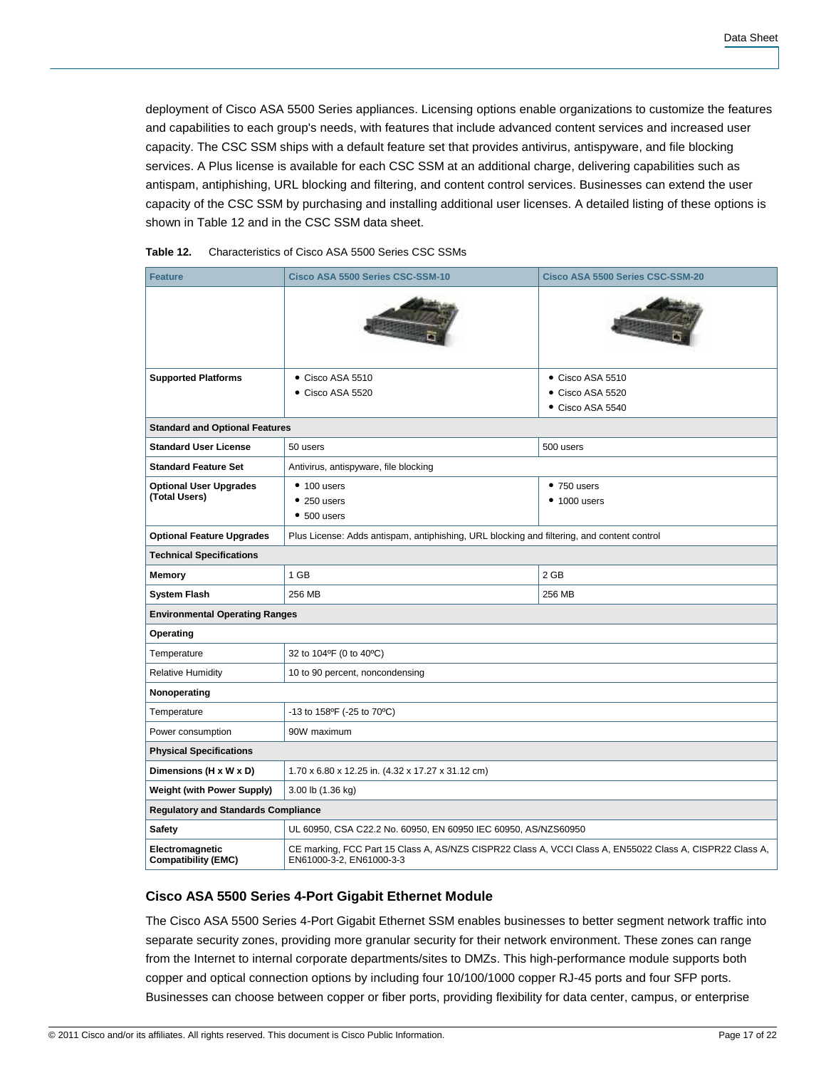deployment of Cisco ASA 5500 Series appliances. Licensing options enable organizations to customize the features and capabilities to each group's needs, with features that include advanced content services and increased user capacity. The CSC SSM ships with a default feature set that provides antivirus, antispyware, and file blocking services. A Plus license is available for each CSC SSM at an additional charge, delivering capabilities such as antispam, antiphishing, URL blocking and filtering, and content control services. Businesses can extend the user capacity of the CSC SSM by purchasing and installing additional user licenses. A detailed listing of these options is shown in Table 12 and in the CSC SSM data sheet.

**Table 12.** Characteristics of Cisco ASA 5500 Series CSC SSMs

| Feature | Cisco ASA 5500 Series CSC-SSM-10 | Cisco ASA 5500 Series CSC-SSM-20 |
|---|---|---|
| | | |
| **Supported Platforms** | • Cisco ASA 5510<br>• Cisco ASA 5520 | • Cisco ASA 5510<br>• Cisco ASA 5520<br>• Cisco ASA 5540 |
| **Standard and Optional Features** | | |
| **Standard User License** | 50 users | 500 users |
| **Standard Feature Set** | Antivirus, antispyware, file blocking | |
| **Optional User Upgrades (Total Users)** | • 100 users<br>• 250 users<br>• 500 users | • 750 users<br>• 1000 users |
| **Optional Feature Upgrades** | Plus License: Adds antispam, antiphishing, URL blocking and filtering, and content control | |
| **Technical Specifications** | | |
| **Memory** | 1 GB | 2 GB |
| **System Flash** | 256 MB | 256 MB |
| **Environmental Operating Ranges** | | |
| **Operating** | | |
| Temperature | 32 to 104ºF (0 to 40ºC) | |
| Relative Humidity | 10 to 90 percent, noncondensing | |
| **Nonoperating** | | |
| Temperature | -13 to 158ºF (-25 to 70ºC) | |
| Power consumption | 90W maximum | |
| **Physical Specifications** | | |
| **Dimensions (H x W x D)** | 1.70 x 6.80 x 12.25 in. (4.32 x 17.27 x 31.12 cm) | |
| **Weight (with Power Supply)** | 3.00 lb (1.36 kg) | |
| **Regulatory and Standards Compliance** | | |
| **Safety** | UL 60950, CSA C22.2 No. 60950, EN 60950 IEC 60950, AS/NZS60950 | |
| **Electromagnetic Compatibility (EMC)** | CE marking, FCC Part 15 Class A, AS/NZS CISPR22 Class A, VCCI Class A, EN55022 Class A, CISPR22 Class A, EN61000-3-2, EN61000-3-3 | |

### Cisco ASA 5500 Series 4-Port Gigabit Ethernet Module

The Cisco ASA 5500 Series 4-Port Gigabit Ethernet SSM enables businesses to better segment network traffic into separate security zones, providing more granular security for their network environment. These zones can range from the Internet to internal corporate departments/sites to DMZs. This high-performance module supports both copper and optical connection options by including four 10/100/1000 copper RJ-45 ports and four SFP ports. Businesses can choose between copper or fiber ports, providing flexibility for data center, campus, or enterprise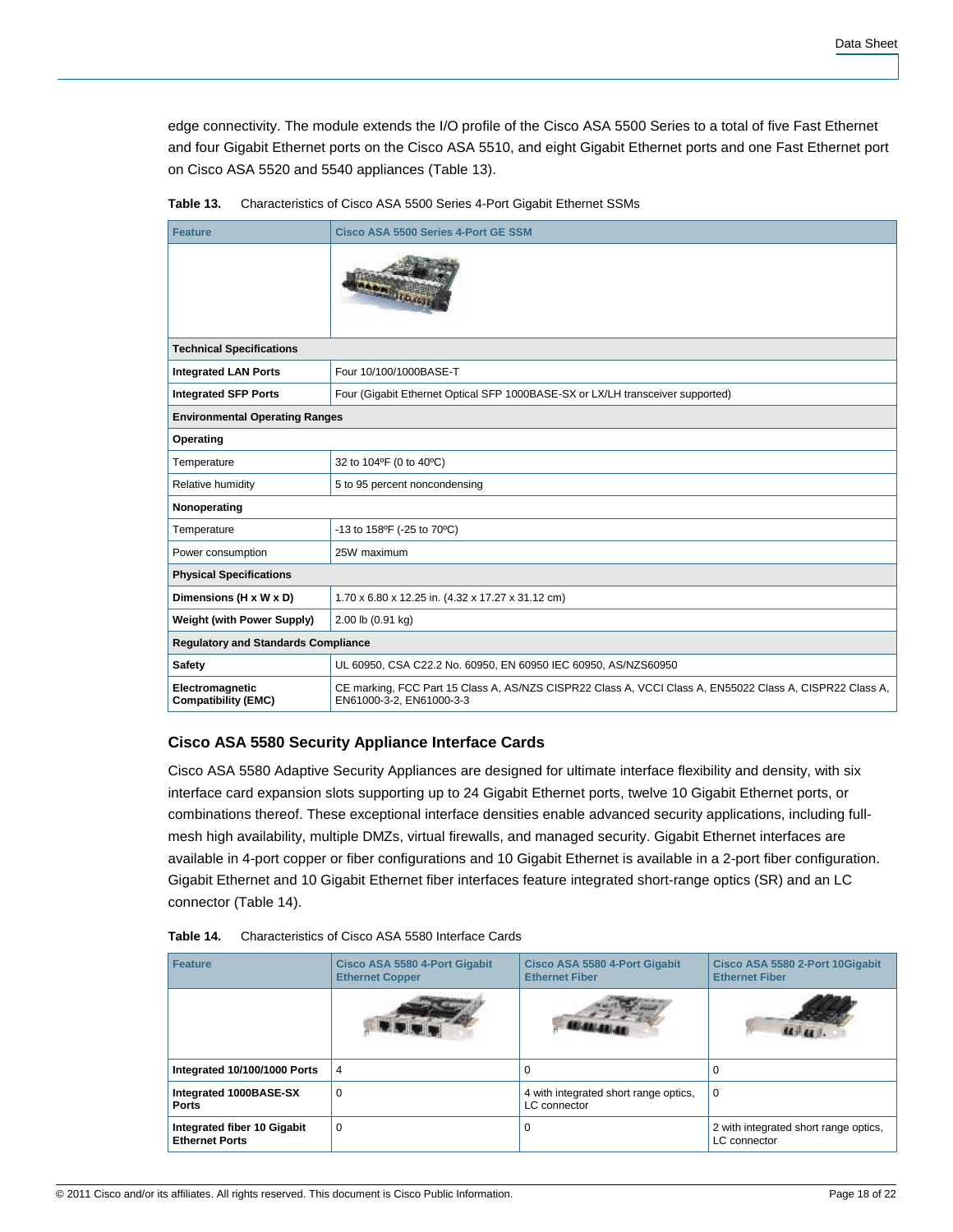edge connectivity. The module extends the I/O profile of the Cisco ASA 5500 Series to a total of five Fast Ethernet and four Gigabit Ethernet ports on the Cisco ASA 5510, and eight Gigabit Ethernet ports and one Fast Ethernet port on Cisco ASA 5520 and 5540 appliances (Table 13).

**Table 13.** Characteristics of Cisco ASA 5500 Series 4-Port Gigabit Ethernet SSMs

| Feature | Cisco ASA 5500 Series 4-Port GE SSM |
|---|---|
| | |
| **Technical Specifications** | |
| **Integrated LAN Ports** | Four 10/100/1000BASE-T |
| **Integrated SFP Ports** | Four (Gigabit Ethernet Optical SFP 1000BASE-SX or LX/LH transceiver supported) |
| **Environmental Operating Ranges** | |
| **Operating** | |
| Temperature | 32 to 104ºF (0 to 40ºC) |
| Relative humidity | 5 to 95 percent noncondensing |
| **Nonoperating** | |
| Temperature | -13 to 158ºF (-25 to 70ºC) |
| Power consumption | 25W maximum |
| **Physical Specifications** | |
| **Dimensions (H x W x D)** | 1.70 x 6.80 x 12.25 in. (4.32 x 17.27 x 31.12 cm) |
| **Weight (with Power Supply)** | 2.00 lb (0.91 kg) |
| **Regulatory and Standards Compliance** | |
| **Safety** | UL 60950, CSA C22.2 No. 60950, EN 60950 IEC 60950, AS/NZS60950 |
| **Electromagnetic Compatibility (EMC)** | CE marking, FCC Part 15 Class A, AS/NZS CISPR22 Class A, VCCI Class A, EN55022 Class A, CISPR22 Class A, EN61000-3-2, EN61000-3-3 |

### Cisco ASA 5580 Security Appliance Interface Cards

Cisco ASA 5580 Adaptive Security Appliances are designed for ultimate interface flexibility and density, with six interface card expansion slots supporting up to 24 Gigabit Ethernet ports, twelve 10 Gigabit Ethernet ports, or combinations thereof. These exceptional interface densities enable advanced security applications, including full-mesh high availability, multiple DMZs, virtual firewalls, and managed security. Gigabit Ethernet interfaces are available in 4-port copper or fiber configurations and 10 Gigabit Ethernet is available in a 2-port fiber configuration. Gigabit Ethernet and 10 Gigabit Ethernet fiber interfaces feature integrated short-range optics (SR) and an LC connector (Table 14).

**Table 14.** Characteristics of Cisco ASA 5580 Interface Cards

| Feature | Cisco ASA 5580 4-Port Gigabit Ethernet Copper | Cisco ASA 5580 4-Port Gigabit Ethernet Fiber | Cisco ASA 5580 2-Port 10Gigabit Ethernet Fiber |
|---|---|---|---|
| | | | |
| **Integrated 10/100/1000 Ports** | 4 | 0 | 0 |
| **Integrated 1000BASE-SX Ports** | 0 | 4 with integrated short range optics, LC connector | 0 |
| **Integrated fiber 10 Gigabit Ethernet Ports** | 0 | 0 | 2 with integrated short range optics, LC connector |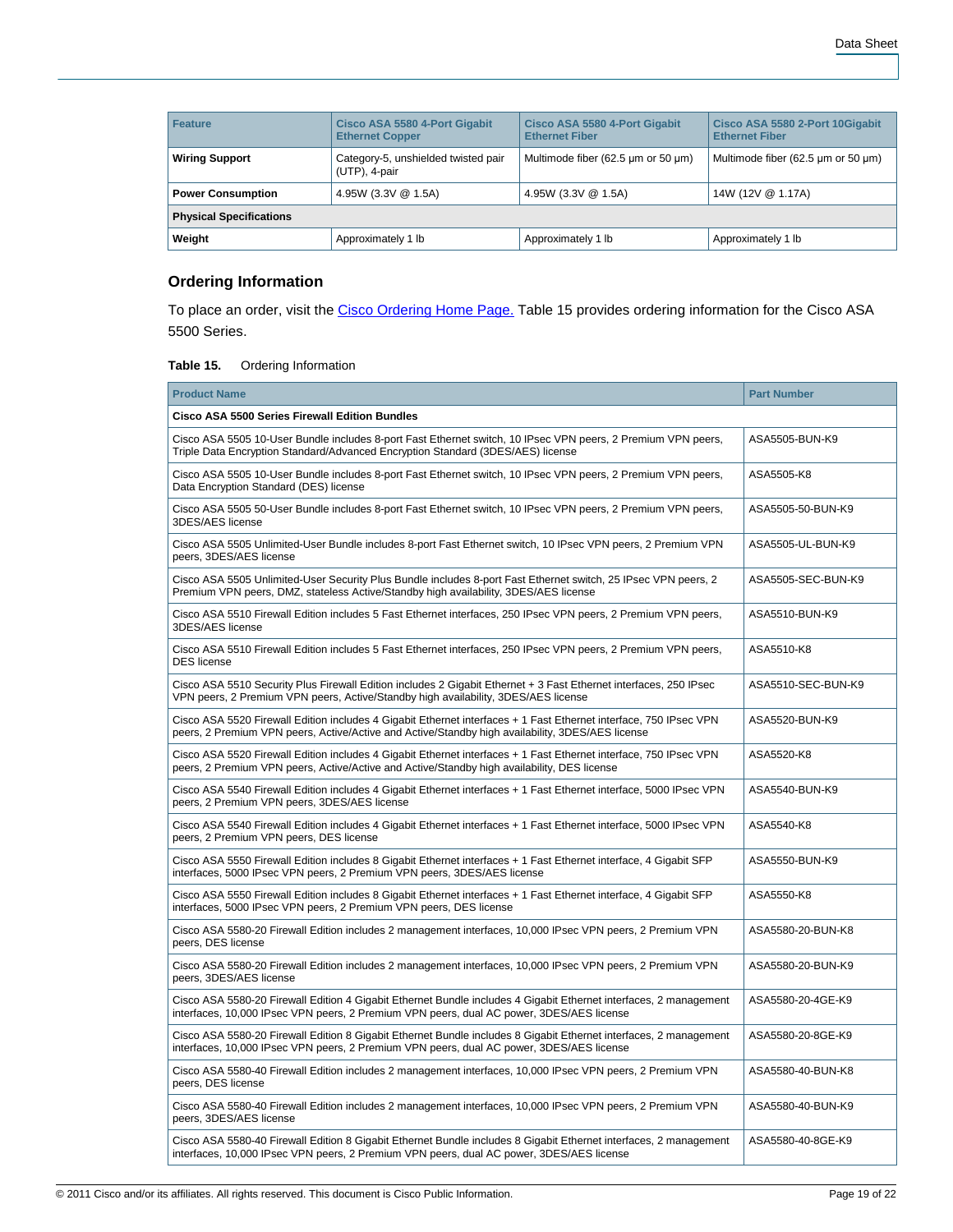| Feature | Cisco ASA 5580 4-Port Gigabit Ethernet Copper | Cisco ASA 5580 4-Port Gigabit Ethernet Fiber | Cisco ASA 5580 2-Port 10Gigabit Ethernet Fiber |
|---|---|---|---|
| **Wiring Support** | Category-5, unshielded twisted pair (UTP), 4-pair | Multimode fiber (62.5 µm or 50 µm) | Multimode fiber (62.5 µm or 50 µm) |
| **Power Consumption** | 4.95W (3.3V @ 1.5A) | 4.95W (3.3V @ 1.5A) | 14W (12V @ 1.17A) |
| **Physical Specifications** | | | |
| **Weight** | Approximately 1 lb | Approximately 1 lb | Approximately 1 lb |

## Ordering Information

To place an order, visit the Cisco Ordering Home Page. Table 15 provides ordering information for the Cisco ASA 5500 Series.

**Table 15.** Ordering Information

| Product Name | Part Number |
|---|---|
| **Cisco ASA 5500 Series Firewall Edition Bundles** | |
| Cisco ASA 5505 10-User Bundle includes 8-port Fast Ethernet switch, 10 IPsec VPN peers, 2 Premium VPN peers, Triple Data Encryption Standard/Advanced Encryption Standard (3DES/AES) license | ASA5505-BUN-K9 |
| Cisco ASA 5505 10-User Bundle includes 8-port Fast Ethernet switch, 10 IPsec VPN peers, 2 Premium VPN peers, Data Encryption Standard (DES) license | ASA5505-K8 |
| Cisco ASA 5505 50-User Bundle includes 8-port Fast Ethernet switch, 10 IPsec VPN peers, 2 Premium VPN peers, 3DES/AES license | ASA5505-50-BUN-K9 |
| Cisco ASA 5505 Unlimited-User Bundle includes 8-port Fast Ethernet switch, 10 IPsec VPN peers, 2 Premium VPN peers, 3DES/AES license | ASA5505-UL-BUN-K9 |
| Cisco ASA 5505 Unlimited-User Security Plus Bundle includes 8-port Fast Ethernet switch, 25 IPsec VPN peers, 2 Premium VPN peers, DMZ, stateless Active/Standby high availability, 3DES/AES license | ASA5505-SEC-BUN-K9 |
| Cisco ASA 5510 Firewall Edition includes 5 Fast Ethernet interfaces, 250 IPsec VPN peers, 2 Premium VPN peers, 3DES/AES license | ASA5510-BUN-K9 |
| Cisco ASA 5510 Firewall Edition includes 5 Fast Ethernet interfaces, 250 IPsec VPN peers, 2 Premium VPN peers, DES license | ASA5510-K8 |
| Cisco ASA 5510 Security Plus Firewall Edition includes 2 Gigabit Ethernet + 3 Fast Ethernet interfaces, 250 IPsec VPN peers, 2 Premium VPN peers, Active/Standby high availability, 3DES/AES license | ASA5510-SEC-BUN-K9 |
| Cisco ASA 5520 Firewall Edition includes 4 Gigabit Ethernet interfaces + 1 Fast Ethernet interface, 750 IPsec VPN peers, 2 Premium VPN peers, Active/Active and Active/Standby high availability, 3DES/AES license | ASA5520-BUN-K9 |
| Cisco ASA 5520 Firewall Edition includes 4 Gigabit Ethernet interfaces + 1 Fast Ethernet interface, 750 IPsec VPN peers, 2 Premium VPN peers, Active/Active and Active/Standby high availability, DES license | ASA5520-K8 |
| Cisco ASA 5540 Firewall Edition includes 4 Gigabit Ethernet interfaces + 1 Fast Ethernet interface, 5000 IPsec VPN peers, 2 Premium VPN peers, 3DES/AES license | ASA5540-BUN-K9 |
| Cisco ASA 5540 Firewall Edition includes 4 Gigabit Ethernet interfaces + 1 Fast Ethernet interface, 5000 IPsec VPN peers, 2 Premium VPN peers, DES license | ASA5540-K8 |
| Cisco ASA 5550 Firewall Edition includes 8 Gigabit Ethernet interfaces + 1 Fast Ethernet interface, 4 Gigabit SFP interfaces, 5000 IPsec VPN peers, 2 Premium VPN peers, 3DES/AES license | ASA5550-BUN-K9 |
| Cisco ASA 5550 Firewall Edition includes 8 Gigabit Ethernet interfaces + 1 Fast Ethernet interface, 4 Gigabit SFP interfaces, 5000 IPsec VPN peers, 2 Premium VPN peers, DES license | ASA5550-K8 |
| Cisco ASA 5580-20 Firewall Edition includes 2 management interfaces, 10,000 IPsec VPN peers, 2 Premium VPN peers, DES license | ASA5580-20-BUN-K8 |
| Cisco ASA 5580-20 Firewall Edition includes 2 management interfaces, 10,000 IPsec VPN peers, 2 Premium VPN peers, 3DES/AES license | ASA5580-20-BUN-K9 |
| Cisco ASA 5580-20 Firewall Edition 4 Gigabit Ethernet Bundle includes 4 Gigabit Ethernet interfaces, 2 management interfaces, 10,000 IPsec VPN peers, 2 Premium VPN peers, dual AC power, 3DES/AES license | ASA5580-20-4GE-K9 |
| Cisco ASA 5580-20 Firewall Edition 8 Gigabit Ethernet Bundle includes 8 Gigabit Ethernet interfaces, 2 management interfaces, 10,000 IPsec VPN peers, 2 Premium VPN peers, dual AC power, 3DES/AES license | ASA5580-20-8GE-K9 |
| Cisco ASA 5580-40 Firewall Edition includes 2 management interfaces, 10,000 IPsec VPN peers, 2 Premium VPN peers, DES license | ASA5580-40-BUN-K8 |
| Cisco ASA 5580-40 Firewall Edition includes 2 management interfaces, 10,000 IPsec VPN peers, 2 Premium VPN peers, 3DES/AES license | ASA5580-40-BUN-K9 |
| Cisco ASA 5580-40 Firewall Edition 8 Gigabit Ethernet Bundle includes 8 Gigabit Ethernet interfaces, 2 management interfaces, 10,000 IPsec VPN peers, 2 Premium VPN peers, dual AC power, 3DES/AES license | ASA5580-40-8GE-K9 |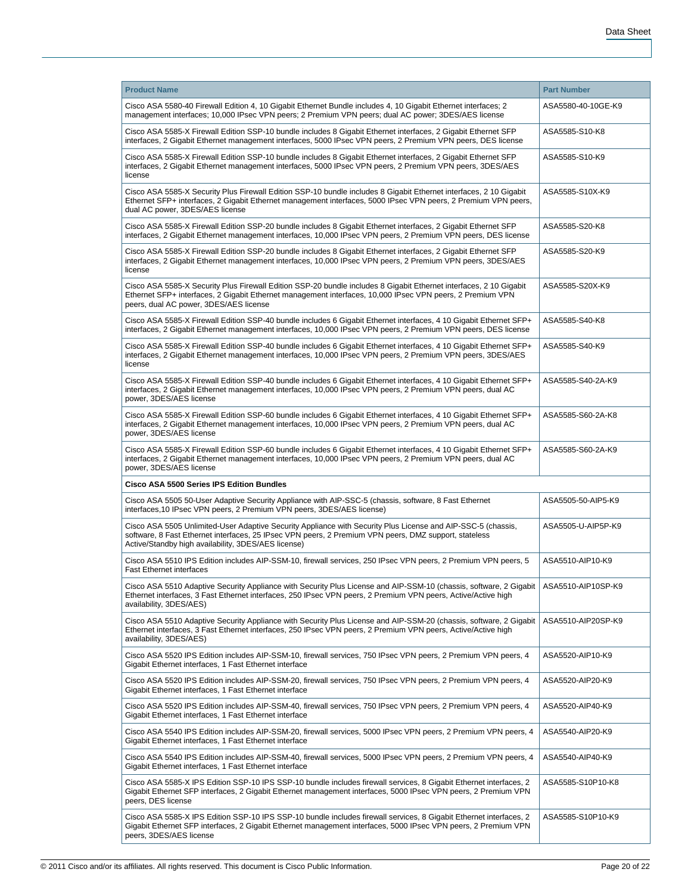| Product Name | Part Number |
|---|---|
| Cisco ASA 5580-40 Firewall Edition 4, 10 Gigabit Ethernet Bundle includes 4, 10 Gigabit Ethernet interfaces; 2 management interfaces; 10,000 IPsec VPN peers; 2 Premium VPN peers; dual AC power; 3DES/AES license | ASA5580-40-10GE-K9 |
| Cisco ASA 5585-X Firewall Edition SSP-10 bundle includes 8 Gigabit Ethernet interfaces, 2 Gigabit Ethernet SFP interfaces, 2 Gigabit Ethernet management interfaces, 5000 IPsec VPN peers, 2 Premium VPN peers, DES license | ASA5585-S10-K8 |
| Cisco ASA 5585-X Firewall Edition SSP-10 bundle includes 8 Gigabit Ethernet interfaces, 2 Gigabit Ethernet SFP interfaces, 2 Gigabit Ethernet management interfaces, 5000 IPsec VPN peers, 2 Premium VPN peers, 3DES/AES license | ASA5585-S10-K9 |
| Cisco ASA 5585-X Security Plus Firewall Edition SSP-10 bundle includes 8 Gigabit Ethernet interfaces, 2 10 Gigabit Ethernet SFP+ interfaces, 2 Gigabit Ethernet management interfaces, 5000 IPsec VPN peers, 2 Premium VPN peers, dual AC power, 3DES/AES license | ASA5585-S10X-K9 |
| Cisco ASA 5585-X Firewall Edition SSP-20 bundle includes 8 Gigabit Ethernet interfaces, 2 Gigabit Ethernet SFP interfaces, 2 Gigabit Ethernet management interfaces, 10,000 IPsec VPN peers, 2 Premium VPN peers, DES license | ASA5585-S20-K8 |
| Cisco ASA 5585-X Firewall Edition SSP-20 bundle includes 8 Gigabit Ethernet interfaces, 2 Gigabit Ethernet SFP interfaces, 2 Gigabit Ethernet management interfaces, 10,000 IPsec VPN peers, 2 Premium VPN peers, 3DES/AES license | ASA5585-S20-K9 |
| Cisco ASA 5585-X Security Plus Firewall Edition SSP-20 bundle includes 8 Gigabit Ethernet interfaces, 2 10 Gigabit Ethernet SFP+ interfaces, 2 Gigabit Ethernet management interfaces, 10,000 IPsec VPN peers, 2 Premium VPN peers, dual AC power, 3DES/AES license | ASA5585-S20X-K9 |
| Cisco ASA 5585-X Firewall Edition SSP-40 bundle includes 6 Gigabit Ethernet interfaces, 4 10 Gigabit Ethernet SFP+ interfaces, 2 Gigabit Ethernet management interfaces, 10,000 IPsec VPN peers, 2 Premium VPN peers, DES license | ASA5585-S40-K8 |
| Cisco ASA 5585-X Firewall Edition SSP-40 bundle includes 6 Gigabit Ethernet interfaces, 4 10 Gigabit Ethernet SFP+ interfaces, 2 Gigabit Ethernet management interfaces, 10,000 IPsec VPN peers, 2 Premium VPN peers, 3DES/AES license | ASA5585-S40-K9 |
| Cisco ASA 5585-X Firewall Edition SSP-40 bundle includes 6 Gigabit Ethernet interfaces, 4 10 Gigabit Ethernet SFP+ interfaces, 2 Gigabit Ethernet management interfaces, 10,000 IPsec VPN peers, 2 Premium VPN peers, dual AC power, 3DES/AES license | ASA5585-S40-2A-K9 |
| Cisco ASA 5585-X Firewall Edition SSP-60 bundle includes 6 Gigabit Ethernet interfaces, 4 10 Gigabit Ethernet SFP+ interfaces, 2 Gigabit Ethernet management interfaces, 10,000 IPsec VPN peers, 2 Premium VPN peers, dual AC power, 3DES/AES license | ASA5585-S60-2A-K8 |
| Cisco ASA 5585-X Firewall Edition SSP-60 bundle includes 6 Gigabit Ethernet interfaces, 4 10 Gigabit Ethernet SFP+ interfaces, 2 Gigabit Ethernet management interfaces, 10,000 IPsec VPN peers, 2 Premium VPN peers, dual AC power, 3DES/AES license | ASA5585-S60-2A-K9 |
| **Cisco ASA 5500 Series IPS Edition Bundles** | |
| Cisco ASA 5505 50-User Adaptive Security Appliance with AIP-SSC-5 (chassis, software, 8 Fast Ethernet interfaces,10 IPsec VPN peers, 2 Premium VPN peers, 3DES/AES license) | ASA5505-50-AIP5-K9 |
| Cisco ASA 5505 Unlimited-User Adaptive Security Appliance with Security Plus License and AIP-SSC-5 (chassis, software, 8 Fast Ethernet interfaces, 25 IPsec VPN peers, 2 Premium VPN peers, DMZ support, stateless Active/Standby high availability, 3DES/AES license) | ASA5505-U-AIP5P-K9 |
| Cisco ASA 5510 IPS Edition includes AIP-SSM-10, firewall services, 250 IPsec VPN peers, 2 Premium VPN peers, 5 Fast Ethernet interfaces | ASA5510-AIP10-K9 |
| Cisco ASA 5510 Adaptive Security Appliance with Security Plus License and AIP-SSM-10 (chassis, software, 2 Gigabit Ethernet interfaces, 3 Fast Ethernet interfaces, 250 IPsec VPN peers, 2 Premium VPN peers, Active/Active high availability, 3DES/AES) | ASA5510-AIP10SP-K9 |
| Cisco ASA 5510 Adaptive Security Appliance with Security Plus License and AIP-SSM-20 (chassis, software, 2 Gigabit Ethernet interfaces, 3 Fast Ethernet interfaces, 250 IPsec VPN peers, 2 Premium VPN peers, Active/Active high availability, 3DES/AES) | ASA5510-AIP20SP-K9 |
| Cisco ASA 5520 IPS Edition includes AIP-SSM-10, firewall services, 750 IPsec VPN peers, 2 Premium VPN peers, 4 Gigabit Ethernet interfaces, 1 Fast Ethernet interface | ASA5520-AIP10-K9 |
| Cisco ASA 5520 IPS Edition includes AIP-SSM-20, firewall services, 750 IPsec VPN peers, 2 Premium VPN peers, 4 Gigabit Ethernet interfaces, 1 Fast Ethernet interface | ASA5520-AIP20-K9 |
| Cisco ASA 5520 IPS Edition includes AIP-SSM-40, firewall services, 750 IPsec VPN peers, 2 Premium VPN peers, 4 Gigabit Ethernet interfaces, 1 Fast Ethernet interface | ASA5520-AIP40-K9 |
| Cisco ASA 5540 IPS Edition includes AIP-SSM-20, firewall services, 5000 IPsec VPN peers, 2 Premium VPN peers, 4 Gigabit Ethernet interfaces, 1 Fast Ethernet interface | ASA5540-AIP20-K9 |
| Cisco ASA 5540 IPS Edition includes AIP-SSM-40, firewall services, 5000 IPsec VPN peers, 2 Premium VPN peers, 4 Gigabit Ethernet interfaces, 1 Fast Ethernet interface | ASA5540-AIP40-K9 |
| Cisco ASA 5585-X IPS Edition SSP-10 IPS SSP-10 bundle includes firewall services, 8 Gigabit Ethernet interfaces, 2 Gigabit Ethernet SFP interfaces, 2 Gigabit Ethernet management interfaces, 5000 IPsec VPN peers, 2 Premium VPN peers, DES license | ASA5585-S10P10-K8 |
| Cisco ASA 5585-X IPS Edition SSP-10 IPS SSP-10 bundle includes firewall services, 8 Gigabit Ethernet interfaces, 2 Gigabit Ethernet SFP interfaces, 2 Gigabit Ethernet management interfaces, 5000 IPsec VPN peers, 2 Premium VPN peers, 3DES/AES license | ASA5585-S10P10-K9 |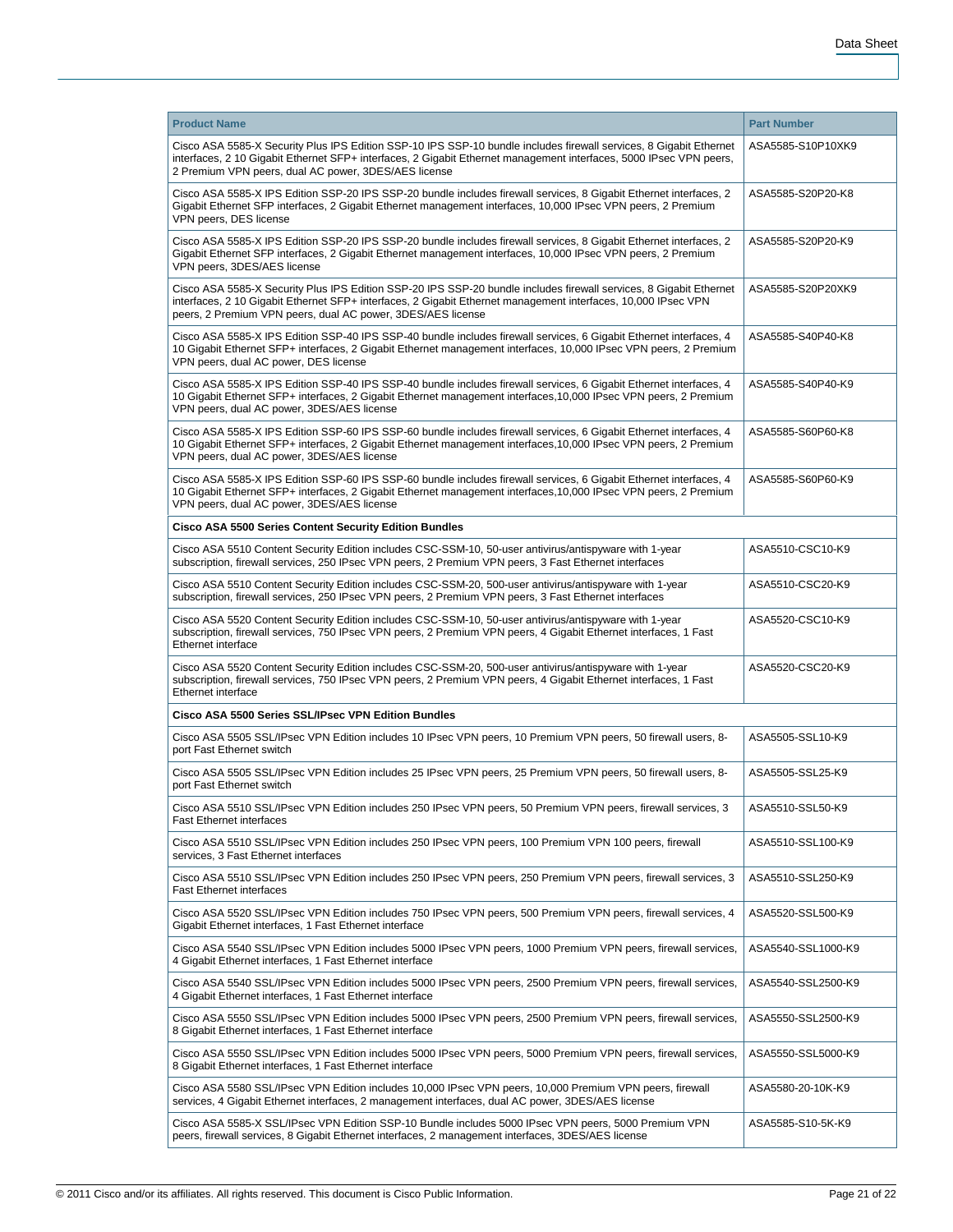| Product Name | Part Number |
|---|---|
| Cisco ASA 5585-X Security Plus IPS Edition SSP-10 IPS SSP-10 bundle includes firewall services, 8 Gigabit Ethernet interfaces, 2 10 Gigabit Ethernet SFP+ interfaces, 2 Gigabit Ethernet management interfaces, 5000 IPsec VPN peers, 2 Premium VPN peers, dual AC power, 3DES/AES license | ASA5585-S10P10XK9 |
| Cisco ASA 5585-X IPS Edition SSP-20 IPS SSP-20 bundle includes firewall services, 8 Gigabit Ethernet interfaces, 2 Gigabit Ethernet SFP interfaces, 2 Gigabit Ethernet management interfaces, 10,000 IPsec VPN peers, 2 Premium VPN peers, DES license | ASA5585-S20P20-K8 |
| Cisco ASA 5585-X IPS Edition SSP-20 IPS SSP-20 bundle includes firewall services, 8 Gigabit Ethernet interfaces, 2 Gigabit Ethernet SFP interfaces, 2 Gigabit Ethernet management interfaces, 10,000 IPsec VPN peers, 2 Premium VPN peers, 3DES/AES license | ASA5585-S20P20-K9 |
| Cisco ASA 5585-X Security Plus IPS Edition SSP-20 IPS SSP-20 bundle includes firewall services, 8 Gigabit Ethernet interfaces, 2 10 Gigabit Ethernet SFP+ interfaces, 2 Gigabit Ethernet management interfaces, 10,000 IPsec VPN peers, 2 Premium VPN peers, dual AC power, 3DES/AES license | ASA5585-S20P20XK9 |
| Cisco ASA 5585-X IPS Edition SSP-40 IPS SSP-40 bundle includes firewall services, 6 Gigabit Ethernet interfaces, 4 10 Gigabit Ethernet SFP+ interfaces, 2 Gigabit Ethernet management interfaces, 10,000 IPsec VPN peers, 2 Premium VPN peers, dual AC power, DES license | ASA5585-S40P40-K8 |
| Cisco ASA 5585-X IPS Edition SSP-40 IPS SSP-40 bundle includes firewall services, 6 Gigabit Ethernet interfaces, 4 10 Gigabit Ethernet SFP+ interfaces, 2 Gigabit Ethernet management interfaces,10,000 IPsec VPN peers, 2 Premium VPN peers, dual AC power, 3DES/AES license | ASA5585-S40P40-K9 |
| Cisco ASA 5585-X IPS Edition SSP-60 IPS SSP-60 bundle includes firewall services, 6 Gigabit Ethernet interfaces, 4 10 Gigabit Ethernet SFP+ interfaces, 2 Gigabit Ethernet management interfaces,10,000 IPsec VPN peers, 2 Premium VPN peers, dual AC power, 3DES/AES license | ASA5585-S60P60-K8 |
| Cisco ASA 5585-X IPS Edition SSP-60 IPS SSP-60 bundle includes firewall services, 6 Gigabit Ethernet interfaces, 4 10 Gigabit Ethernet SFP+ interfaces, 2 Gigabit Ethernet management interfaces,10,000 IPsec VPN peers, 2 Premium VPN peers, dual AC power, 3DES/AES license | ASA5585-S60P60-K9 |
| **Cisco ASA 5500 Series Content Security Edition Bundles** | |
| Cisco ASA 5510 Content Security Edition includes CSC-SSM-10, 50-user antivirus/antispyware with 1-year subscription, firewall services, 250 IPsec VPN peers, 2 Premium VPN peers, 3 Fast Ethernet interfaces | ASA5510-CSC10-K9 |
| Cisco ASA 5510 Content Security Edition includes CSC-SSM-20, 500-user antivirus/antispyware with 1-year subscription, firewall services, 250 IPsec VPN peers, 2 Premium VPN peers, 3 Fast Ethernet interfaces | ASA5510-CSC20-K9 |
| Cisco ASA 5520 Content Security Edition includes CSC-SSM-10, 50-user antivirus/antispyware with 1-year subscription, firewall services, 750 IPsec VPN peers, 2 Premium VPN peers, 4 Gigabit Ethernet interfaces, 1 Fast Ethernet interface | ASA5520-CSC10-K9 |
| Cisco ASA 5520 Content Security Edition includes CSC-SSM-20, 500-user antivirus/antispyware with 1-year subscription, firewall services, 750 IPsec VPN peers, 2 Premium VPN peers, 4 Gigabit Ethernet interfaces, 1 Fast Ethernet interface | ASA5520-CSC20-K9 |
| **Cisco ASA 5500 Series SSL/IPsec VPN Edition Bundles** | |
| Cisco ASA 5505 SSL/IPsec VPN Edition includes 10 IPsec VPN peers, 10 Premium VPN peers, 50 firewall users, 8-port Fast Ethernet switch | ASA5505-SSL10-K9 |
| Cisco ASA 5505 SSL/IPsec VPN Edition includes 25 IPsec VPN peers, 25 Premium VPN peers, 50 firewall users, 8-port Fast Ethernet switch | ASA5505-SSL25-K9 |
| Cisco ASA 5510 SSL/IPsec VPN Edition includes 250 IPsec VPN peers, 50 Premium VPN peers, firewall services, 3 Fast Ethernet interfaces | ASA5510-SSL50-K9 |
| Cisco ASA 5510 SSL/IPsec VPN Edition includes 250 IPsec VPN peers, 100 Premium VPN 100 peers, firewall services, 3 Fast Ethernet interfaces | ASA5510-SSL100-K9 |
| Cisco ASA 5510 SSL/IPsec VPN Edition includes 250 IPsec VPN peers, 250 Premium VPN peers, firewall services, 3 Fast Ethernet interfaces | ASA5510-SSL250-K9 |
| Cisco ASA 5520 SSL/IPsec VPN Edition includes 750 IPsec VPN peers, 500 Premium VPN peers, firewall services, 4 Gigabit Ethernet interfaces, 1 Fast Ethernet interface | ASA5520-SSL500-K9 |
| Cisco ASA 5540 SSL/IPsec VPN Edition includes 5000 IPsec VPN peers, 1000 Premium VPN peers, firewall services, 4 Gigabit Ethernet interfaces, 1 Fast Ethernet interface | ASA5540-SSL1000-K9 |
| Cisco ASA 5540 SSL/IPsec VPN Edition includes 5000 IPsec VPN peers, 2500 Premium VPN peers, firewall services, 4 Gigabit Ethernet interfaces, 1 Fast Ethernet interface | ASA5540-SSL2500-K9 |
| Cisco ASA 5550 SSL/IPsec VPN Edition includes 5000 IPsec VPN peers, 2500 Premium VPN peers, firewall services, 8 Gigabit Ethernet interfaces, 1 Fast Ethernet interface | ASA5550-SSL2500-K9 |
| Cisco ASA 5550 SSL/IPsec VPN Edition includes 5000 IPsec VPN peers, 5000 Premium VPN peers, firewall services, 8 Gigabit Ethernet interfaces, 1 Fast Ethernet interface | ASA5550-SSL5000-K9 |
| Cisco ASA 5580 SSL/IPsec VPN Edition includes 10,000 IPsec VPN peers, 10,000 Premium VPN peers, firewall services, 4 Gigabit Ethernet interfaces, 2 management interfaces, dual AC power, 3DES/AES license | ASA5580-20-10K-K9 |
| Cisco ASA 5585-X SSL/IPsec VPN Edition SSP-10 Bundle includes 5000 IPsec VPN peers, 5000 Premium VPN peers, firewall services, 8 Gigabit Ethernet interfaces, 2 management interfaces, 3DES/AES license | ASA5585-S10-5K-K9 |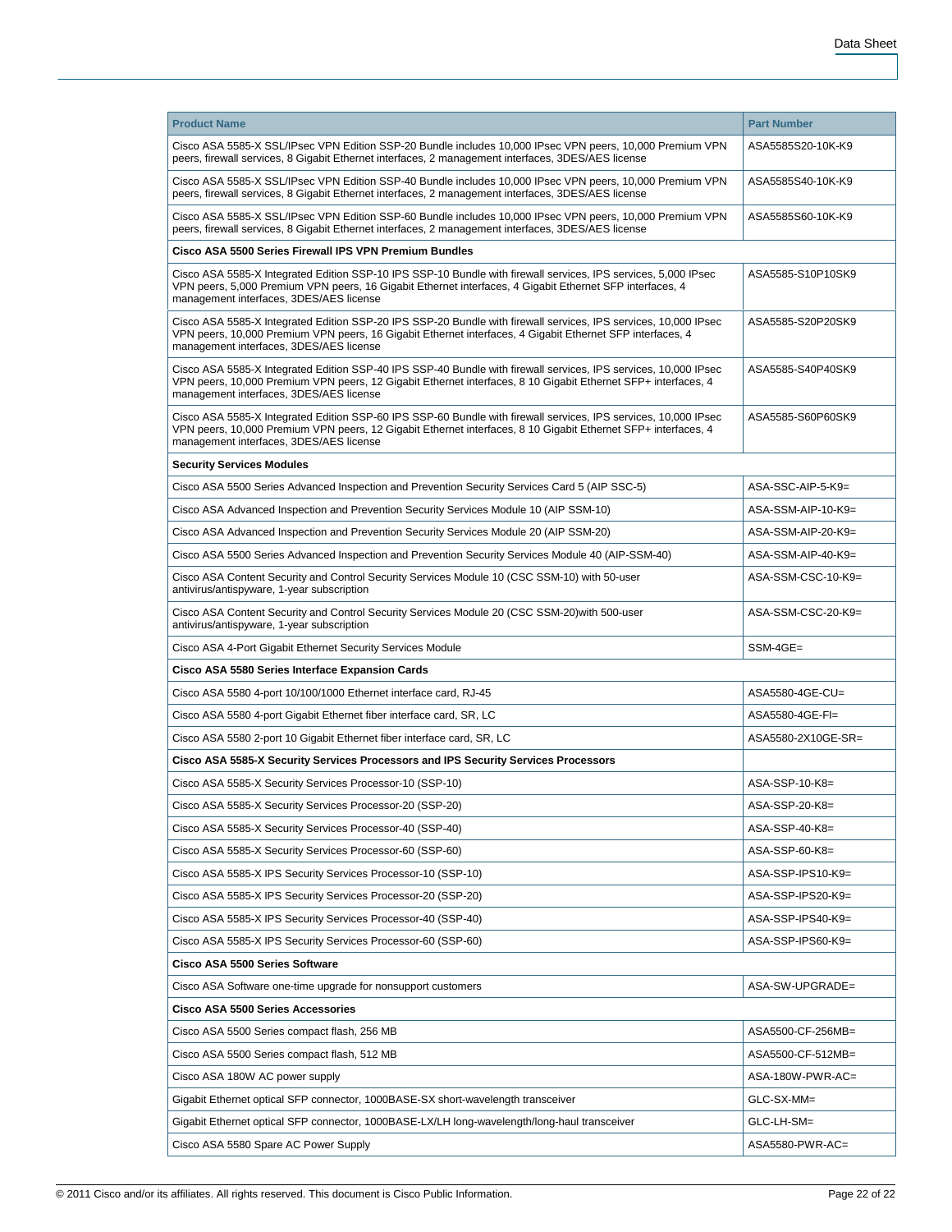| Product Name | Part Number |
|---|---|
| Cisco ASA 5585-X SSL/IPsec VPN Edition SSP-20 Bundle includes 10,000 IPsec VPN peers, 10,000 Premium VPN peers, firewall services, 8 Gigabit Ethernet interfaces, 2 management interfaces, 3DES/AES license | ASA5585S20-10K-K9 |
| Cisco ASA 5585-X SSL/IPsec VPN Edition SSP-40 Bundle includes 10,000 IPsec VPN peers, 10,000 Premium VPN peers, firewall services, 8 Gigabit Ethernet interfaces, 2 management interfaces, 3DES/AES license | ASA5585S40-10K-K9 |
| Cisco ASA 5585-X SSL/IPsec VPN Edition SSP-60 Bundle includes 10,000 IPsec VPN peers, 10,000 Premium VPN peers, firewall services, 8 Gigabit Ethernet interfaces, 2 management interfaces, 3DES/AES license | ASA5585S60-10K-K9 |
| **Cisco ASA 5500 Series Firewall IPS VPN Premium Bundles** | |
| Cisco ASA 5585-X Integrated Edition SSP-10 IPS SSP-10 Bundle with firewall services, IPS services, 5,000 IPsec VPN peers, 5,000 Premium VPN peers, 16 Gigabit Ethernet interfaces, 4 Gigabit Ethernet SFP interfaces, 4 management interfaces, 3DES/AES license | ASA5585-S10P10SK9 |
| Cisco ASA 5585-X Integrated Edition SSP-20 IPS SSP-20 Bundle with firewall services, IPS services, 10,000 IPsec VPN peers, 10,000 Premium VPN peers, 16 Gigabit Ethernet interfaces, 4 Gigabit Ethernet SFP interfaces, 4 management interfaces, 3DES/AES license | ASA5585-S20P20SK9 |
| Cisco ASA 5585-X Integrated Edition SSP-40 IPS SSP-40 Bundle with firewall services, IPS services, 10,000 IPsec VPN peers, 10,000 Premium VPN peers, 12 Gigabit Ethernet interfaces, 8 10 Gigabit Ethernet SFP+ interfaces, 4 management interfaces, 3DES/AES license | ASA5585-S40P40SK9 |
| Cisco ASA 5585-X Integrated Edition SSP-60 IPS SSP-60 Bundle with firewall services, IPS services, 10,000 IPsec VPN peers, 10,000 Premium VPN peers, 12 Gigabit Ethernet interfaces, 8 10 Gigabit Ethernet SFP+ interfaces, 4 management interfaces, 3DES/AES license | ASA5585-S60P60SK9 |
| **Security Services Modules** | |
| Cisco ASA 5500 Series Advanced Inspection and Prevention Security Services Card 5 (AIP SSC-5) | ASA-SSC-AIP-5-K9= |
| Cisco ASA Advanced Inspection and Prevention Security Services Module 10 (AIP SSM-10) | ASA-SSM-AIP-10-K9= |
| Cisco ASA Advanced Inspection and Prevention Security Services Module 20 (AIP SSM-20) | ASA-SSM-AIP-20-K9= |
| Cisco ASA 5500 Series Advanced Inspection and Prevention Security Services Module 40 (AIP-SSM-40) | ASA-SSM-AIP-40-K9= |
| Cisco ASA Content Security and Control Security Services Module 10 (CSC SSM-10) with 50-user antivirus/antispyware, 1-year subscription | ASA-SSM-CSC-10-K9= |
| Cisco ASA Content Security and Control Security Services Module 20 (CSC SSM-20)with 500-user antivirus/antispyware, 1-year subscription | ASA-SSM-CSC-20-K9= |
| Cisco ASA 4-Port Gigabit Ethernet Security Services Module | SSM-4GE= |
| **Cisco ASA 5580 Series Interface Expansion Cards** | |
| Cisco ASA 5580 4-port 10/100/1000 Ethernet interface card, RJ-45 | ASA5580-4GE-CU= |
| Cisco ASA 5580 4-port Gigabit Ethernet fiber interface card, SR, LC | ASA5580-4GE-FI= |
| Cisco ASA 5580 2-port 10 Gigabit Ethernet fiber interface card, SR, LC | ASA5580-2X10GE-SR= |
| **Cisco ASA 5585-X Security Services Processors and IPS Security Services Processors** | |
| Cisco ASA 5585-X Security Services Processor-10 (SSP-10) | ASA-SSP-10-K8= |
| Cisco ASA 5585-X Security Services Processor-20 (SSP-20) | ASA-SSP-20-K8= |
| Cisco ASA 5585-X Security Services Processor-40 (SSP-40) | ASA-SSP-40-K8= |
| Cisco ASA 5585-X Security Services Processor-60 (SSP-60) | ASA-SSP-60-K8= |
| Cisco ASA 5585-X IPS Security Services Processor-10 (SSP-10) | ASA-SSP-IPS10-K9= |
| Cisco ASA 5585-X IPS Security Services Processor-20 (SSP-20) | ASA-SSP-IPS20-K9= |
| Cisco ASA 5585-X IPS Security Services Processor-40 (SSP-40) | ASA-SSP-IPS40-K9= |
| Cisco ASA 5585-X IPS Security Services Processor-60 (SSP-60) | ASA-SSP-IPS60-K9= |
| **Cisco ASA 5500 Series Software** | |
| Cisco ASA Software one-time upgrade for nonsupport customers | ASA-SW-UPGRADE= |
| **Cisco ASA 5500 Series Accessories** | |
| Cisco ASA 5500 Series compact flash, 256 MB | ASA5500-CF-256MB= |
| Cisco ASA 5500 Series compact flash, 512 MB | ASA5500-CF-512MB= |
| Cisco ASA 180W AC power supply | ASA-180W-PWR-AC= |
| Gigabit Ethernet optical SFP connector, 1000BASE-SX short-wavelength transceiver | GLC-SX-MM= |
| Gigabit Ethernet optical SFP connector, 1000BASE-LX/LH long-wavelength/long-haul transceiver | GLC-LH-SM= |
| Cisco ASA 5580 Spare AC Power Supply | ASA5580-PWR-AC= |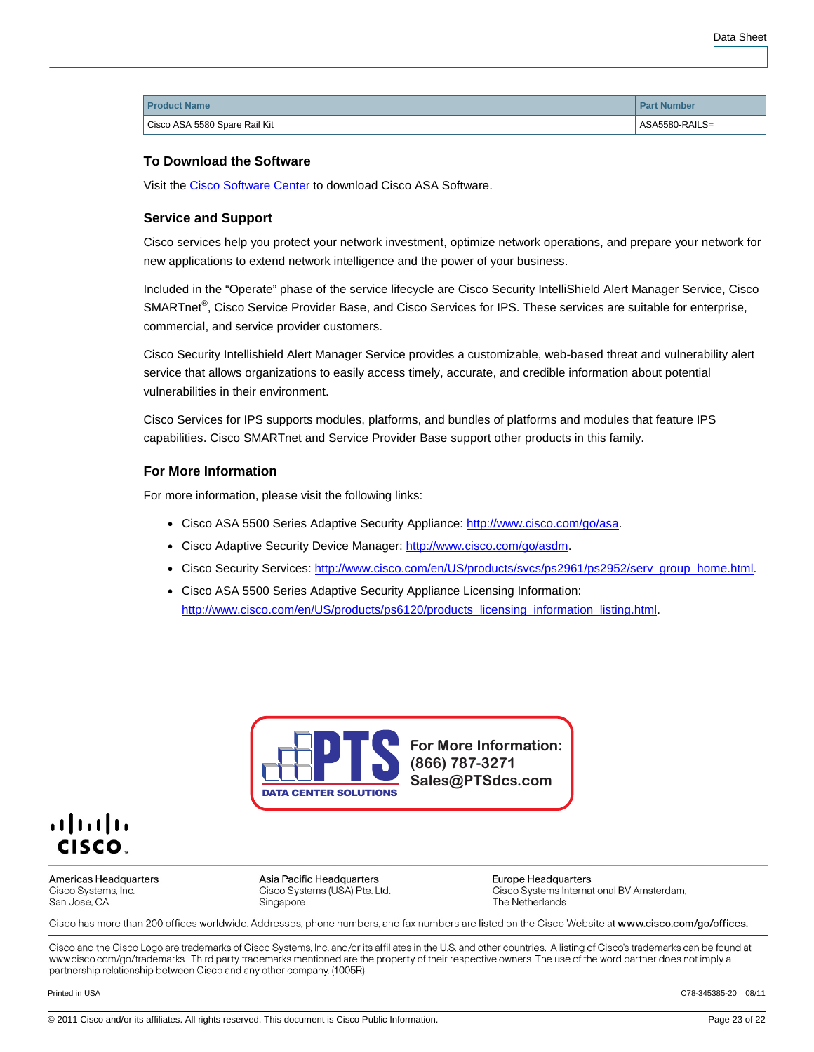| Product Name | Part Number |
| --- | --- |
| Cisco ASA 5580 Spare Rail Kit | ASA5580-RAILS= |

### To Download the Software

Visit the Cisco Software Center to download Cisco ASA Software.

### Service and Support

Cisco services help you protect your network investment, optimize network operations, and prepare your network for new applications to extend network intelligence and the power of your business.

Included in the "Operate" phase of the service lifecycle are Cisco Security IntelliShield Alert Manager Service, Cisco SMARTnet®, Cisco Service Provider Base, and Cisco Services for IPS. These services are suitable for enterprise, commercial, and service provider customers.

Cisco Security Intellishield Alert Manager Service provides a customizable, web-based threat and vulnerability alert service that allows organizations to easily access timely, accurate, and credible information about potential vulnerabilities in their environment.

Cisco Services for IPS supports modules, platforms, and bundles of platforms and modules that feature IPS capabilities. Cisco SMARTnet and Service Provider Base support other products in this family.

### For More Information

For more information, please visit the following links:

- Cisco ASA 5500 Series Adaptive Security Appliance: http://www.cisco.com/go/asa.
- Cisco Adaptive Security Device Manager: http://www.cisco.com/go/asdm.
- Cisco Security Services: http://www.cisco.com/en/US/products/svcs/ps2961/ps2952/serv_group_home.html.
- Cisco ASA 5500 Series Adaptive Security Appliance Licensing Information: http://www.cisco.com/en/US/products/ps6120/products_licensing_information_listing.html.

PTS DATA CENTER SOLUTIONS

**For More Information:**
**(866) 787-3271**
**Sales@PTSdcs.com**

Americas Headquarters
Cisco Systems, Inc.
San Jose, CA

Asia Pacific Headquarters
Cisco Systems (USA) Pte. Ltd.
Singapore

Europe Headquarters
Cisco Systems International BV Amsterdam,
The Netherlands

Cisco has more than 200 offices worldwide. Addresses, phone numbers, and fax numbers are listed on the Cisco Website at **www.cisco.com/go/offices.**

Cisco and the Cisco Logo are trademarks of Cisco Systems, Inc. and/or its affiliates in the U.S. and other countries. A listing of Cisco's trademarks can be found at www.cisco.com/go/trademarks. Third party trademarks mentioned are the property of their respective owners. The use of the word partner does not imply a partnership relationship between Cisco and any other company. (1005R)

Printed in USA C78-345385-20 08/11

© 2011 Cisco and/or its affiliates. All rights reserved. This document is Cisco Public Information.